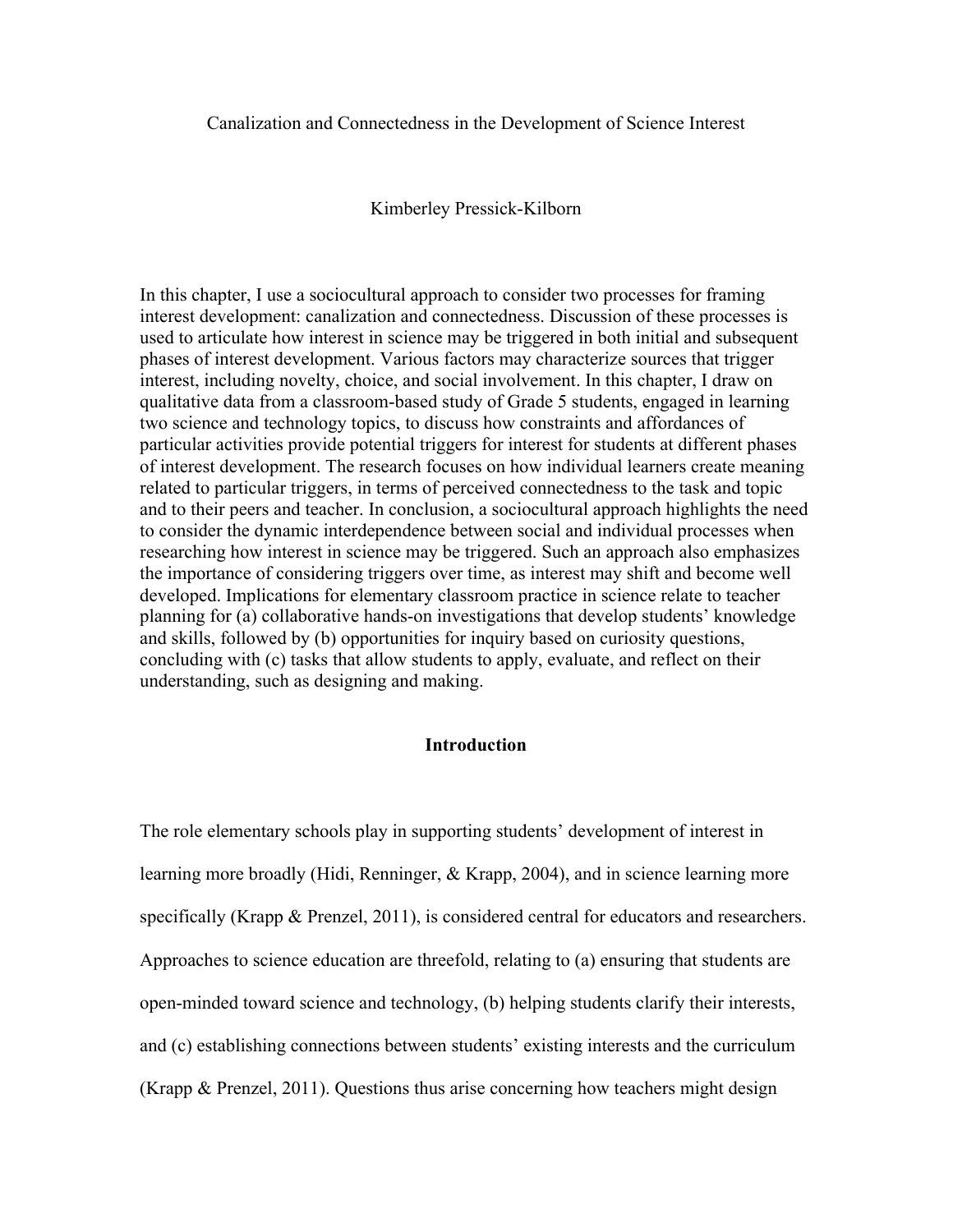# Canalization and Connectedness in the Development of Science Interest

Kimberley Pressick-Kilborn

In this chapter, I use a sociocultural approach to consider two processes for framing interest development: canalization and connectedness. Discussion of these processes is used to articulate how interest in science may be triggered in both initial and subsequent phases of interest development. Various factors may characterize sources that trigger interest, including novelty, choice, and social involvement. In this chapter, I draw on qualitative data from a classroom-based study of Grade 5 students, engaged in learning two science and technology topics, to discuss how constraints and affordances of particular activities provide potential triggers for interest for students at different phases of interest development. The research focuses on how individual learners create meaning related to particular triggers, in terms of perceived connectedness to the task and topic and to their peers and teacher. In conclusion, a sociocultural approach highlights the need to consider the dynamic interdependence between social and individual processes when researching how interest in science may be triggered. Such an approach also emphasizes the importance of considering triggers over time, as interest may shift and become well developed. Implications for elementary classroom practice in science relate to teacher planning for (a) collaborative hands-on investigations that develop students' knowledge and skills, followed by (b) opportunities for inquiry based on curiosity questions, concluding with (c) tasks that allow students to apply, evaluate, and reflect on their understanding, such as designing and making.

## Introduction

The role elementary schools play in supporting students' development of interest in learning more broadly (Hidi, Renninger, & Krapp, 2004), and in science learning more specifically (Krapp & Prenzel, 2011), is considered central for educators and researchers. Approaches to science education are threefold, relating to (a) ensuring that students are open-minded toward science and technology, (b) helping students clarify their interests, and (c) establishing connections between students' existing interests and the curriculum (Krapp & Prenzel, 2011). Questions thus arise concerning how teachers might design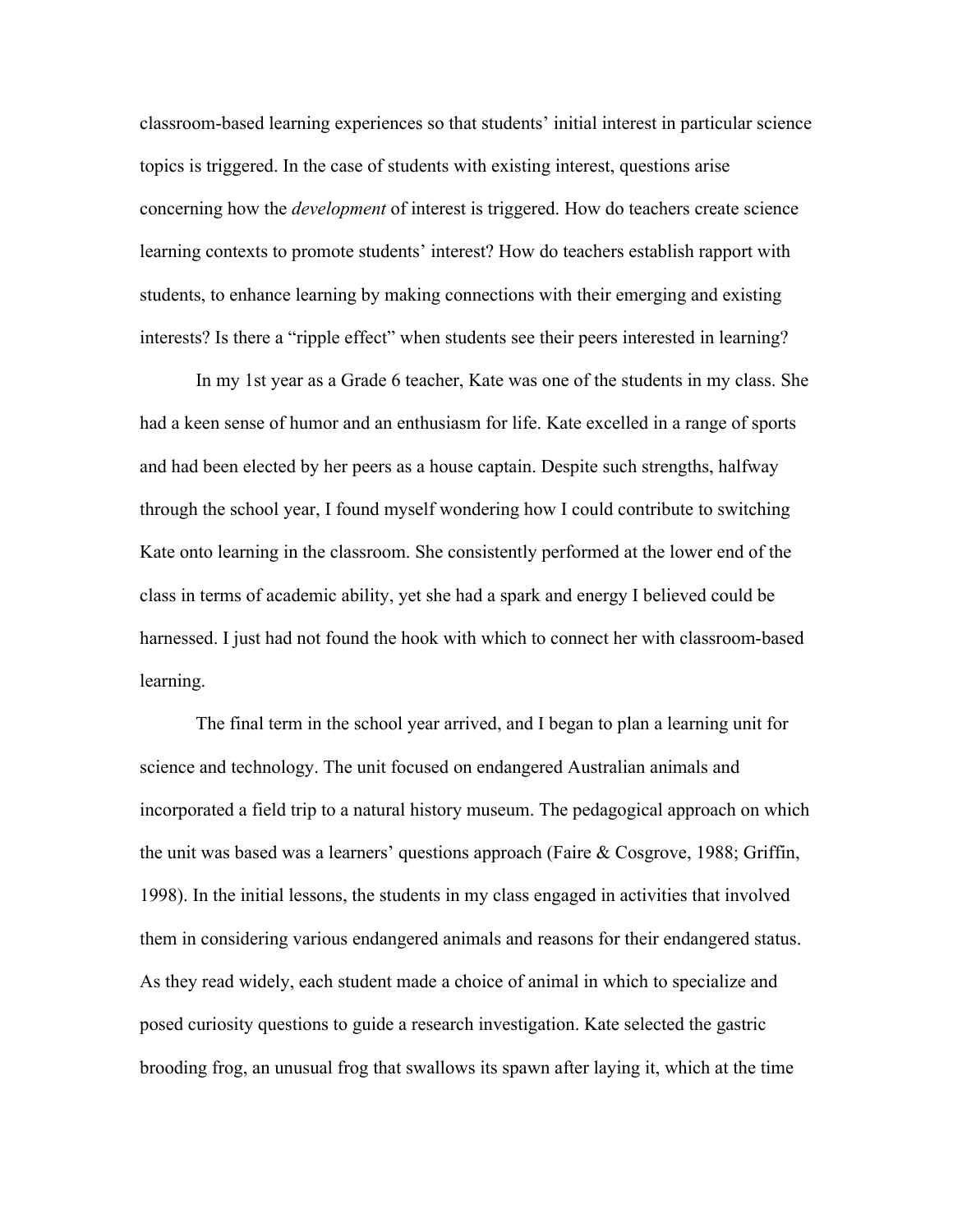classroom-based learning experiences so that students' initial interest in particular science topics is triggered. In the case of students with existing interest, questions arise concerning how the *development* of interest is triggered. How do teachers create science learning contexts to promote students' interest? How do teachers establish rapport with students, to enhance learning by making connections with their emerging and existing interests? Is there a "ripple effect" when students see their peers interested in learning?

In my 1st year as a Grade 6 teacher, Kate was one of the students in my class. She had a keen sense of humor and an enthusiasm for life. Kate excelled in a range of sports and had been elected by her peers as a house captain. Despite such strengths, halfway through the school year, I found myself wondering how I could contribute to switching Kate onto learning in the classroom. She consistently performed at the lower end of the class in terms of academic ability, yet she had a spark and energy I believed could be harnessed. I just had not found the hook with which to connect her with classroom-based learning.

The final term in the school year arrived, and I began to plan a learning unit for science and technology. The unit focused on endangered Australian animals and incorporated a field trip to a natural history museum. The pedagogical approach on which the unit was based was a learners' questions approach (Faire & Cosgrove, 1988; Griffin, 1998). In the initial lessons, the students in my class engaged in activities that involved them in considering various endangered animals and reasons for their endangered status. As they read widely, each student made a choice of animal in which to specialize and posed curiosity questions to guide a research investigation. Kate selected the gastric brooding frog, an unusual frog that swallows its spawn after laying it, which at the time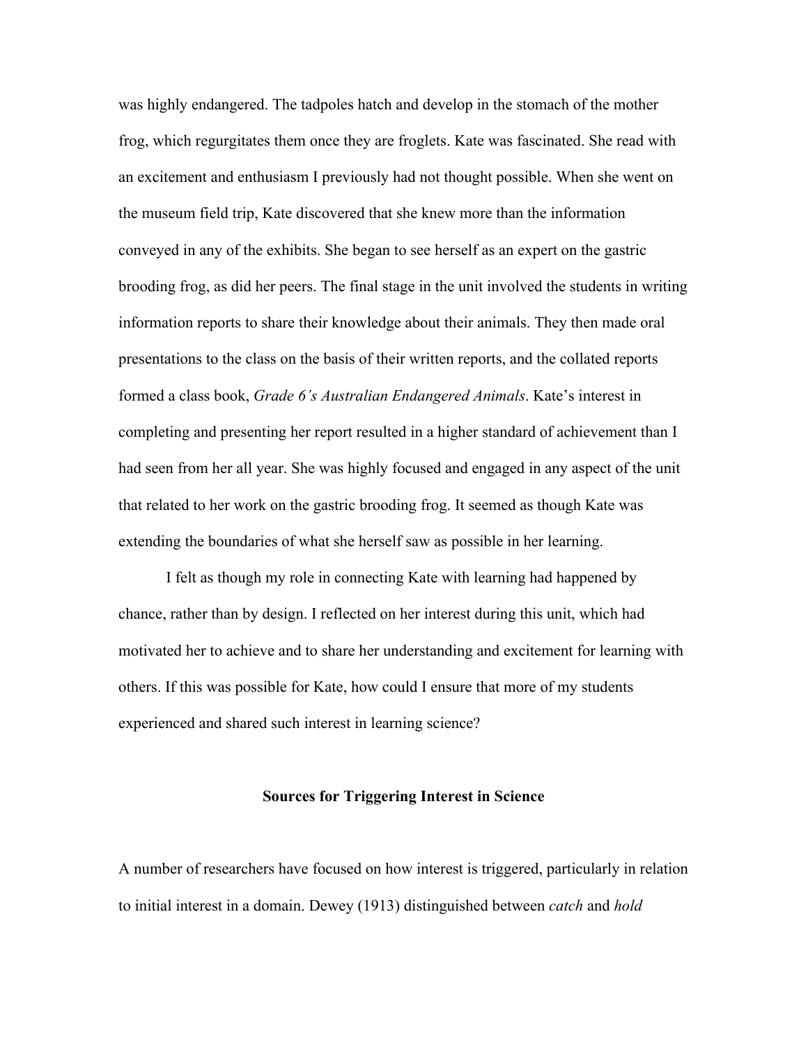was highly endangered. The tadpoles hatch and develop in the stomach of the mother frog, which regurgitates them once they are froglets. Kate was fascinated. She read with an excitement and enthusiasm I previously had not thought possible. When she went on the museum field trip, Kate discovered that she knew more than the information conveyed in any of the exhibits. She began to see herself as an expert on the gastric brooding frog, as did her peers. The final stage in the unit involved the students in writing information reports to share their knowledge about their animals. They then made oral presentations to the class on the basis of their written reports, and the collated reports formed a class book, *Grade 6's Australian Endangered Animals*. Kate's interest in completing and presenting her report resulted in a higher standard of achievement than I had seen from her all year. She was highly focused and engaged in any aspect of the unit that related to her work on the gastric brooding frog. It seemed as though Kate was extending the boundaries of what she herself saw as possible in her learning.

I felt as though my role in connecting Kate with learning had happened by chance, rather than by design. I reflected on her interest during this unit, which had motivated her to achieve and to share her understanding and excitement for learning with others. If this was possible for Kate, how could I ensure that more of my students experienced and shared such interest in learning science?

## Sources for Triggering Interest in Science

A number of researchers have focused on how interest is triggered, particularly in relation to initial interest in a domain. Dewey (1913) distinguished between *catch* and *hold*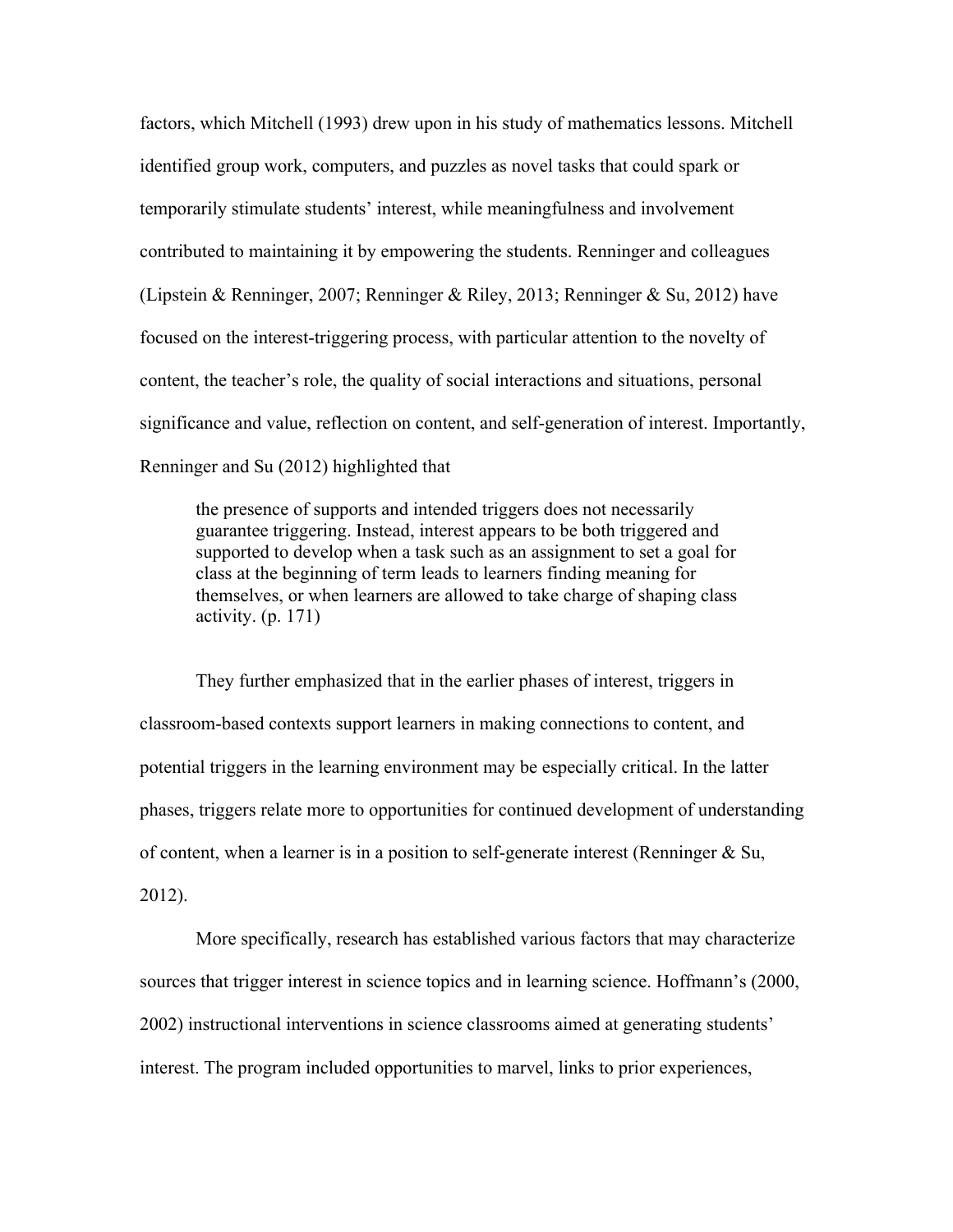factors, which Mitchell (1993) drew upon in his study of mathematics lessons. Mitchell identified group work, computers, and puzzles as novel tasks that could spark or temporarily stimulate students' interest, while meaningfulness and involvement contributed to maintaining it by empowering the students. Renninger and colleagues (Lipstein & Renninger, 2007; Renninger & Riley, 2013; Renninger & Su, 2012) have focused on the interest-triggering process, with particular attention to the novelty of content, the teacher's role, the quality of social interactions and situations, personal significance and value, reflection on content, and self-generation of interest. Importantly, Renninger and Su (2012) highlighted that

> the presence of supports and intended triggers does not necessarily guarantee triggering. Instead, interest appears to be both triggered and supported to develop when a task such as an assignment to set a goal for class at the beginning of term leads to learners finding meaning for themselves, or when learners are allowed to take charge of shaping class activity. (p. 171)

They further emphasized that in the earlier phases of interest, triggers in classroom-based contexts support learners in making connections to content, and potential triggers in the learning environment may be especially critical. In the latter phases, triggers relate more to opportunities for continued development of understanding of content, when a learner is in a position to self-generate interest (Renninger & Su, 2012).

More specifically, research has established various factors that may characterize sources that trigger interest in science topics and in learning science. Hoffmann's (2000, 2002) instructional interventions in science classrooms aimed at generating students' interest. The program included opportunities to marvel, links to prior experiences,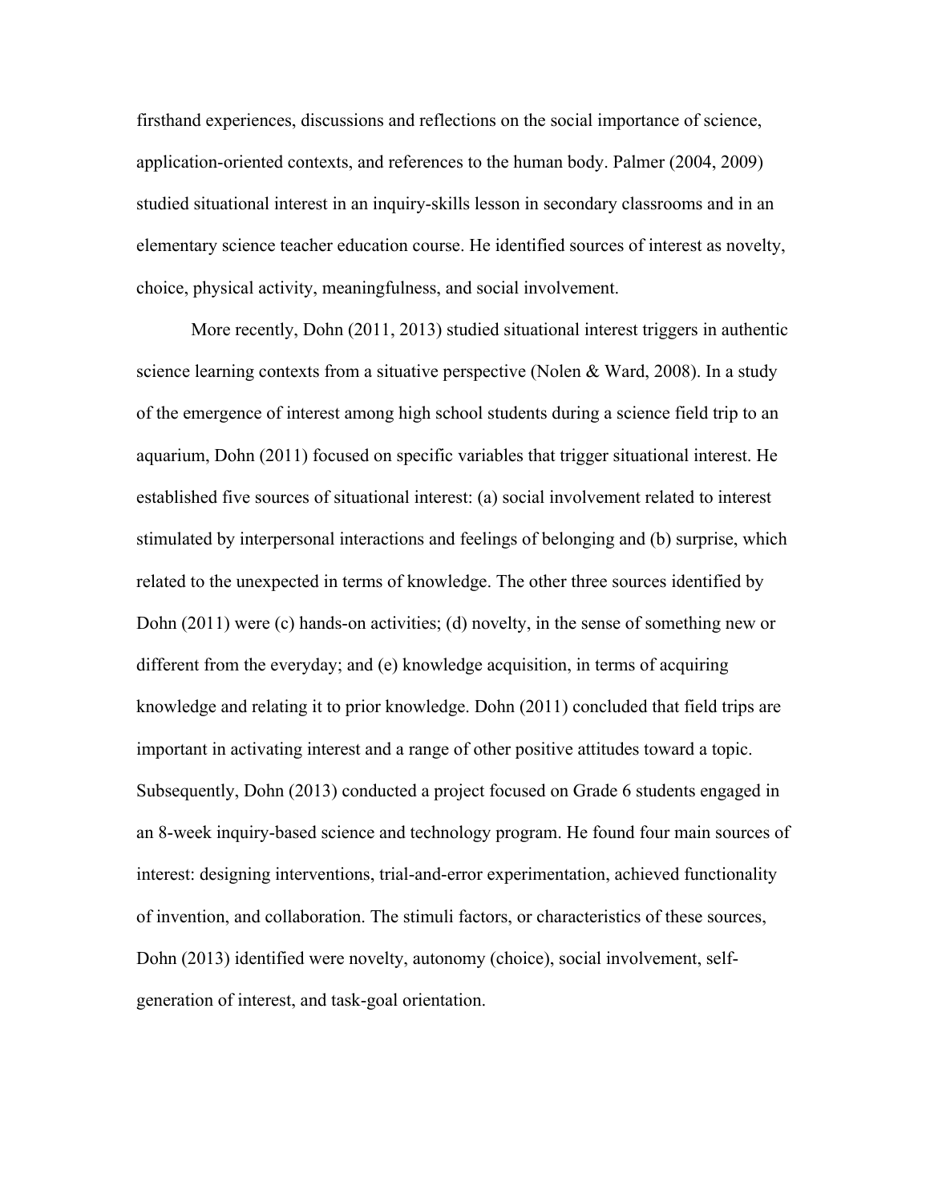firsthand experiences, discussions and reflections on the social importance of science, application-oriented contexts, and references to the human body. Palmer (2004, 2009) studied situational interest in an inquiry-skills lesson in secondary classrooms and in an elementary science teacher education course. He identified sources of interest as novelty, choice, physical activity, meaningfulness, and social involvement.

More recently, Dohn (2011, 2013) studied situational interest triggers in authentic science learning contexts from a situative perspective (Nolen & Ward, 2008). In a study of the emergence of interest among high school students during a science field trip to an aquarium, Dohn (2011) focused on specific variables that trigger situational interest. He established five sources of situational interest: (a) social involvement related to interest stimulated by interpersonal interactions and feelings of belonging and (b) surprise, which related to the unexpected in terms of knowledge. The other three sources identified by Dohn (2011) were (c) hands-on activities; (d) novelty, in the sense of something new or different from the everyday; and (e) knowledge acquisition, in terms of acquiring knowledge and relating it to prior knowledge. Dohn (2011) concluded that field trips are important in activating interest and a range of other positive attitudes toward a topic. Subsequently, Dohn (2013) conducted a project focused on Grade 6 students engaged in an 8-week inquiry-based science and technology program. He found four main sources of interest: designing interventions, trial-and-error experimentation, achieved functionality of invention, and collaboration. The stimuli factors, or characteristics of these sources, Dohn (2013) identified were novelty, autonomy (choice), social involvement, self-generation of interest, and task-goal orientation.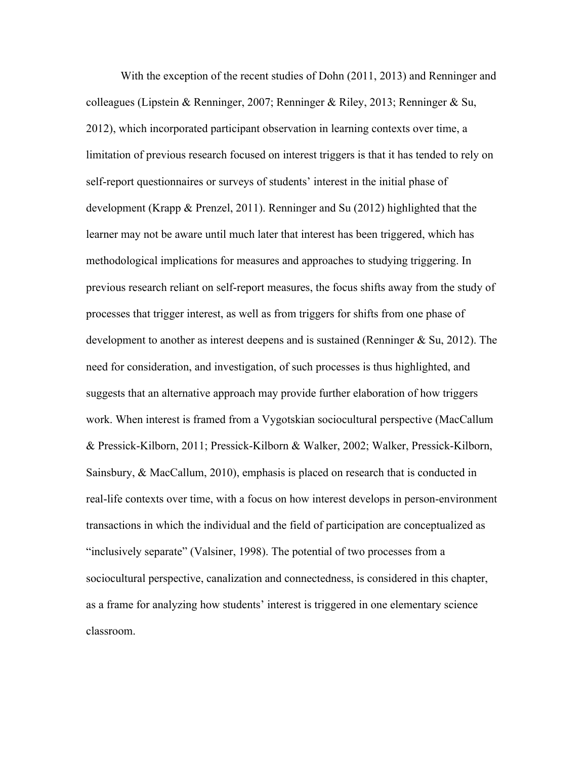With the exception of the recent studies of Dohn (2011, 2013) and Renninger and colleagues (Lipstein & Renninger, 2007; Renninger & Riley, 2013; Renninger & Su, 2012), which incorporated participant observation in learning contexts over time, a limitation of previous research focused on interest triggers is that it has tended to rely on self-report questionnaires or surveys of students' interest in the initial phase of development (Krapp & Prenzel, 2011). Renninger and Su (2012) highlighted that the learner may not be aware until much later that interest has been triggered, which has methodological implications for measures and approaches to studying triggering. In previous research reliant on self-report measures, the focus shifts away from the study of processes that trigger interest, as well as from triggers for shifts from one phase of development to another as interest deepens and is sustained (Renninger & Su, 2012). The need for consideration, and investigation, of such processes is thus highlighted, and suggests that an alternative approach may provide further elaboration of how triggers work. When interest is framed from a Vygotskian sociocultural perspective (MacCallum & Pressick-Kilborn, 2011; Pressick-Kilborn & Walker, 2002; Walker, Pressick-Kilborn, Sainsbury, & MacCallum, 2010), emphasis is placed on research that is conducted in real-life contexts over time, with a focus on how interest develops in person-environment transactions in which the individual and the field of participation are conceptualized as "inclusively separate" (Valsiner, 1998). The potential of two processes from a sociocultural perspective, canalization and connectedness, is considered in this chapter, as a frame for analyzing how students' interest is triggered in one elementary science classroom.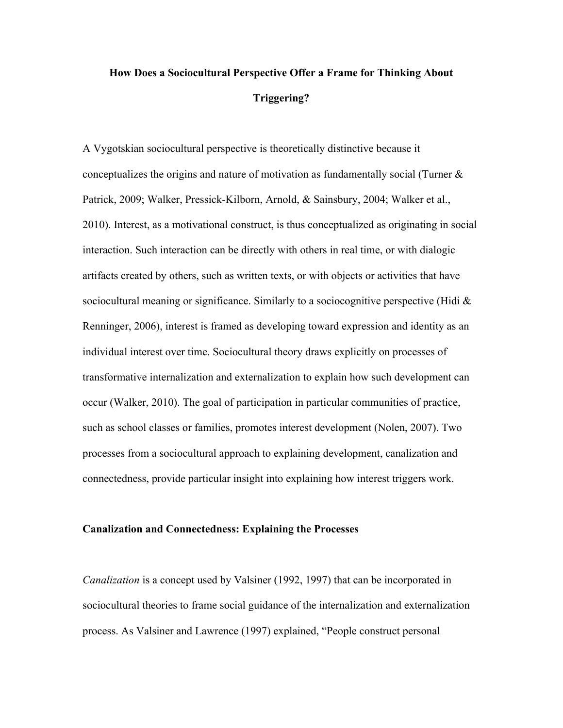## How Does a Sociocultural Perspective Offer a Frame for Thinking About Triggering?

A Vygotskian sociocultural perspective is theoretically distinctive because it conceptualizes the origins and nature of motivation as fundamentally social (Turner & Patrick, 2009; Walker, Pressick-Kilborn, Arnold, & Sainsbury, 2004; Walker et al., 2010). Interest, as a motivational construct, is thus conceptualized as originating in social interaction. Such interaction can be directly with others in real time, or with dialogic artifacts created by others, such as written texts, or with objects or activities that have sociocultural meaning or significance. Similarly to a sociocognitive perspective (Hidi & Renninger, 2006), interest is framed as developing toward expression and identity as an individual interest over time. Sociocultural theory draws explicitly on processes of transformative internalization and externalization to explain how such development can occur (Walker, 2010). The goal of participation in particular communities of practice, such as school classes or families, promotes interest development (Nolen, 2007). Two processes from a sociocultural approach to explaining development, canalization and connectedness, provide particular insight into explaining how interest triggers work.

### Canalization and Connectedness: Explaining the Processes

*Canalization* is a concept used by Valsiner (1992, 1997) that can be incorporated in sociocultural theories to frame social guidance of the internalization and externalization process. As Valsiner and Lawrence (1997) explained, "People construct personal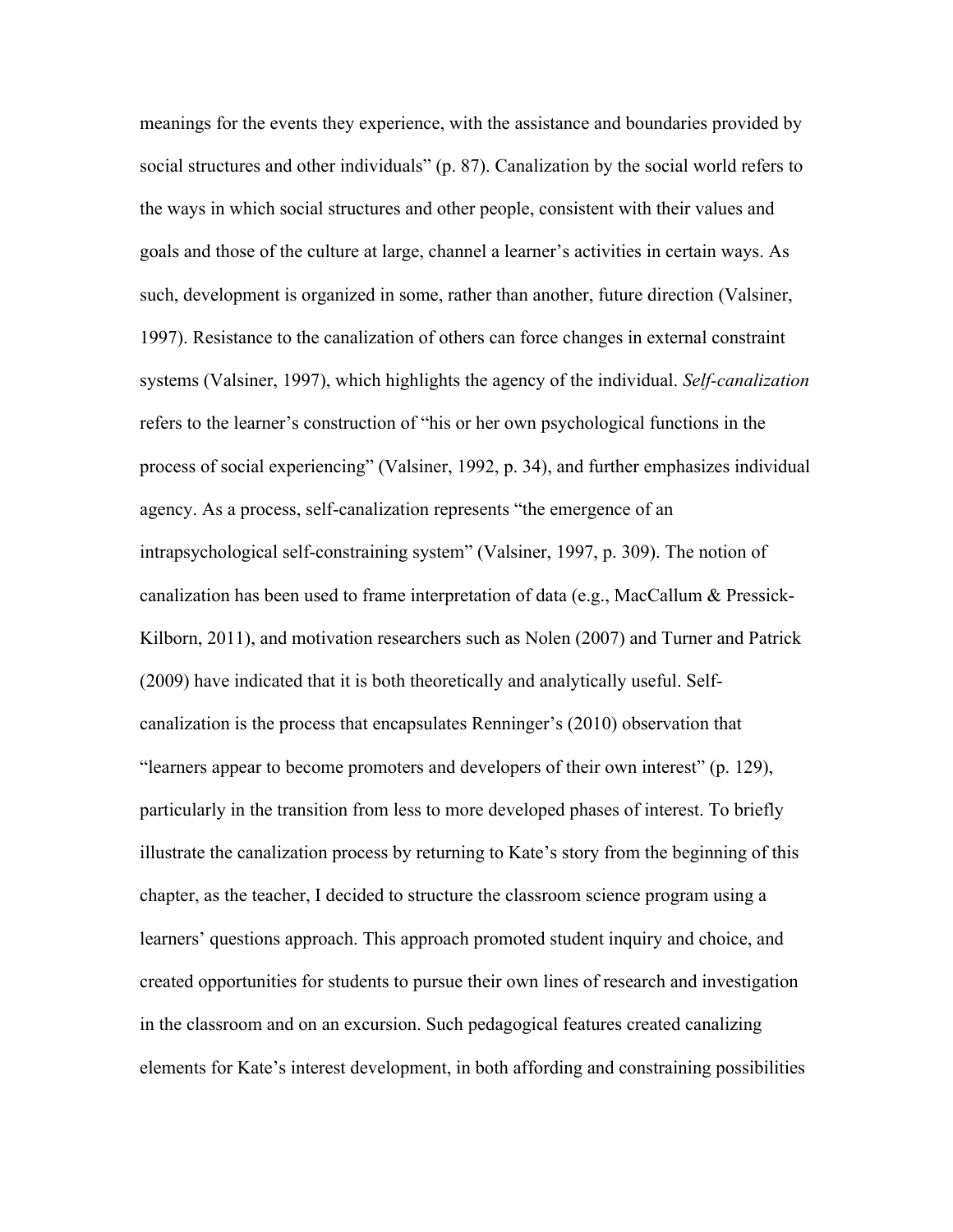meanings for the events they experience, with the assistance and boundaries provided by social structures and other individuals" (p. 87). Canalization by the social world refers to the ways in which social structures and other people, consistent with their values and goals and those of the culture at large, channel a learner's activities in certain ways. As such, development is organized in some, rather than another, future direction (Valsiner, 1997). Resistance to the canalization of others can force changes in external constraint systems (Valsiner, 1997), which highlights the agency of the individual. *Self-canalization* refers to the learner's construction of "his or her own psychological functions in the process of social experiencing" (Valsiner, 1992, p. 34), and further emphasizes individual agency. As a process, self-canalization represents "the emergence of an intrapsychological self-constraining system" (Valsiner, 1997, p. 309). The notion of canalization has been used to frame interpretation of data (e.g., MacCallum & Pressick-Kilborn, 2011), and motivation researchers such as Nolen (2007) and Turner and Patrick (2009) have indicated that it is both theoretically and analytically useful. Self-canalization is the process that encapsulates Renninger's (2010) observation that "learners appear to become promoters and developers of their own interest" (p. 129), particularly in the transition from less to more developed phases of interest. To briefly illustrate the canalization process by returning to Kate's story from the beginning of this chapter, as the teacher, I decided to structure the classroom science program using a learners' questions approach. This approach promoted student inquiry and choice, and created opportunities for students to pursue their own lines of research and investigation in the classroom and on an excursion. Such pedagogical features created canalizing elements for Kate's interest development, in both affording and constraining possibilities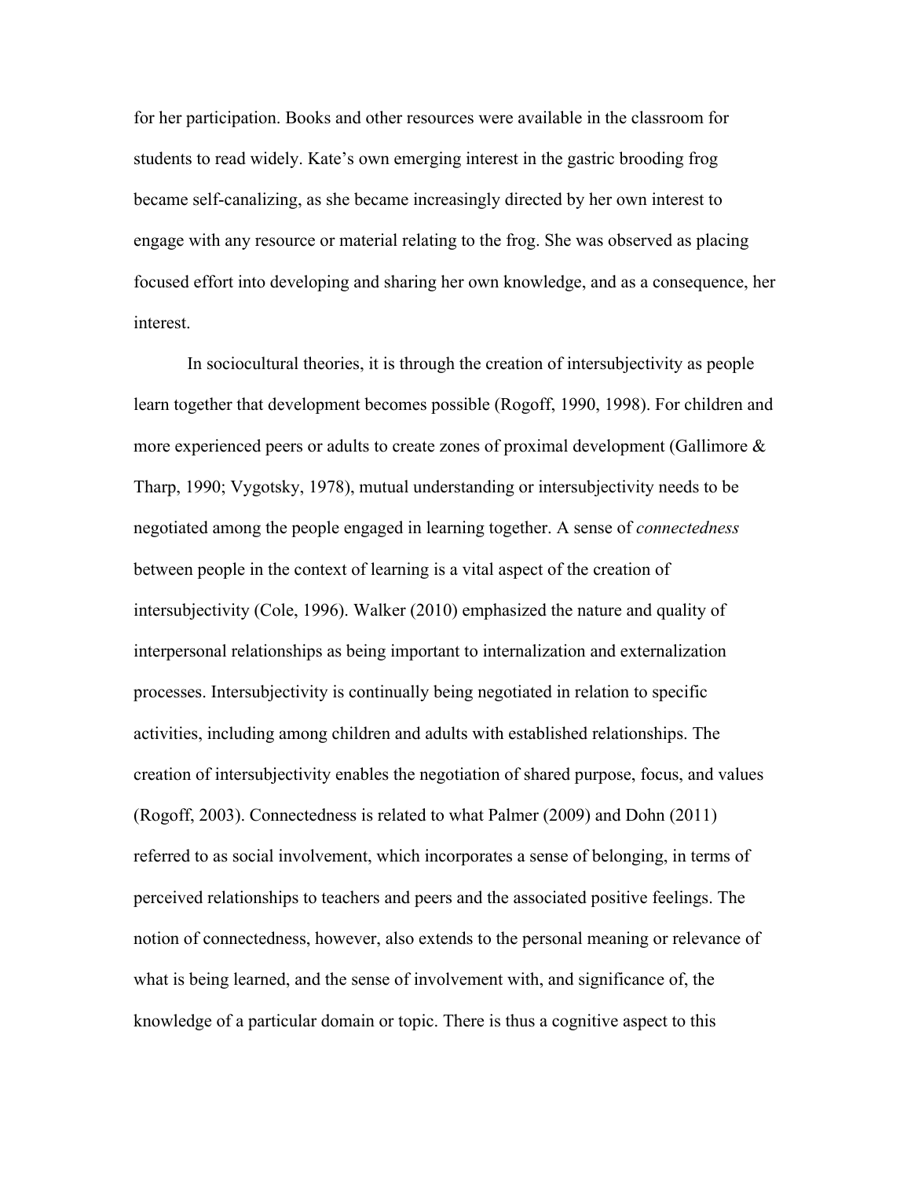for her participation. Books and other resources were available in the classroom for students to read widely. Kate's own emerging interest in the gastric brooding frog became self-canalizing, as she became increasingly directed by her own interest to engage with any resource or material relating to the frog. She was observed as placing focused effort into developing and sharing her own knowledge, and as a consequence, her interest.

In sociocultural theories, it is through the creation of intersubjectivity as people learn together that development becomes possible (Rogoff, 1990, 1998). For children and more experienced peers or adults to create zones of proximal development (Gallimore & Tharp, 1990; Vygotsky, 1978), mutual understanding or intersubjectivity needs to be negotiated among the people engaged in learning together. A sense of *connectedness* between people in the context of learning is a vital aspect of the creation of intersubjectivity (Cole, 1996). Walker (2010) emphasized the nature and quality of interpersonal relationships as being important to internalization and externalization processes. Intersubjectivity is continually being negotiated in relation to specific activities, including among children and adults with established relationships. The creation of intersubjectivity enables the negotiation of shared purpose, focus, and values (Rogoff, 2003). Connectedness is related to what Palmer (2009) and Dohn (2011) referred to as social involvement, which incorporates a sense of belonging, in terms of perceived relationships to teachers and peers and the associated positive feelings. The notion of connectedness, however, also extends to the personal meaning or relevance of what is being learned, and the sense of involvement with, and significance of, the knowledge of a particular domain or topic. There is thus a cognitive aspect to this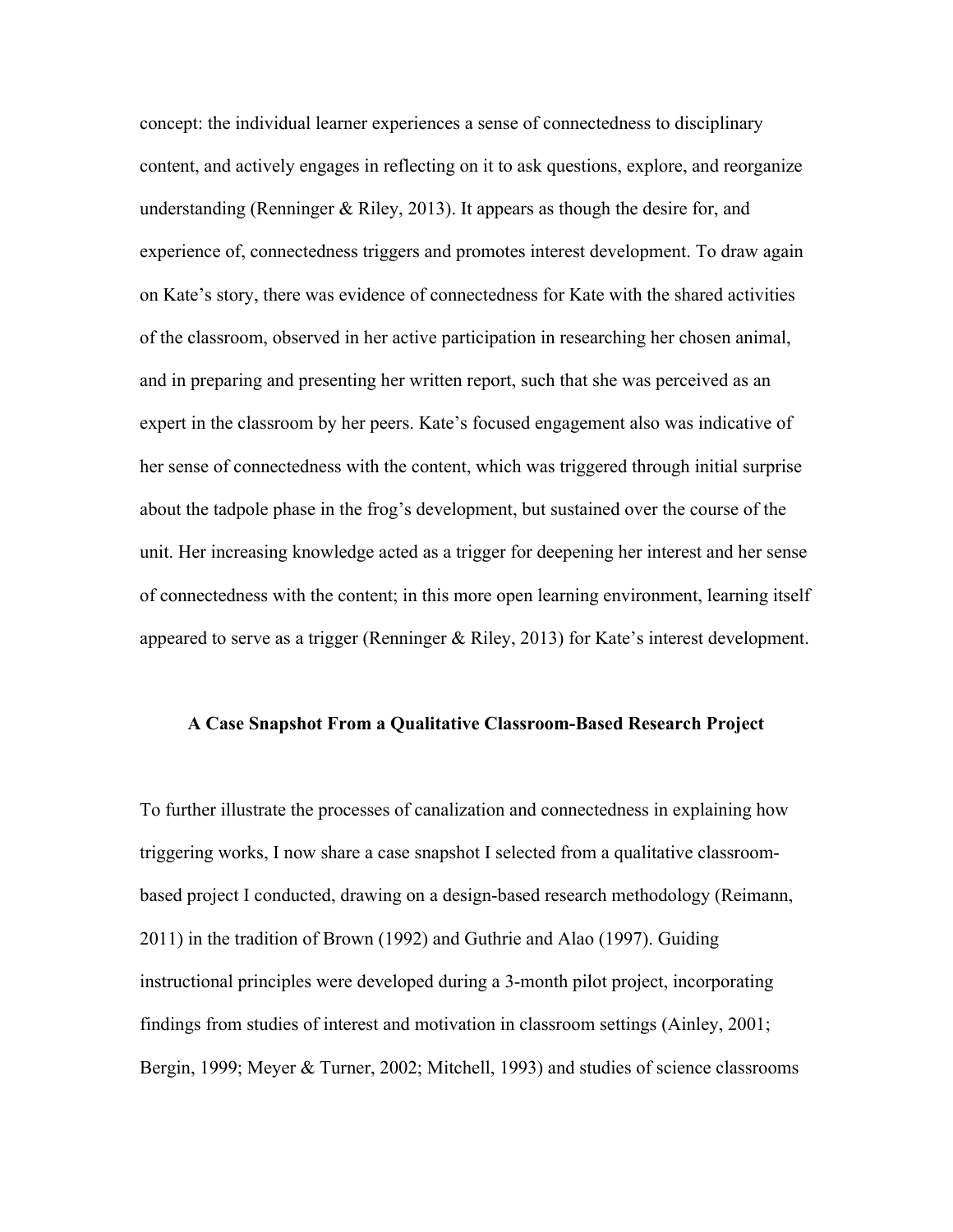concept: the individual learner experiences a sense of connectedness to disciplinary content, and actively engages in reflecting on it to ask questions, explore, and reorganize understanding (Renninger & Riley, 2013). It appears as though the desire for, and experience of, connectedness triggers and promotes interest development. To draw again on Kate's story, there was evidence of connectedness for Kate with the shared activities of the classroom, observed in her active participation in researching her chosen animal, and in preparing and presenting her written report, such that she was perceived as an expert in the classroom by her peers. Kate's focused engagement also was indicative of her sense of connectedness with the content, which was triggered through initial surprise about the tadpole phase in the frog's development, but sustained over the course of the unit. Her increasing knowledge acted as a trigger for deepening her interest and her sense of connectedness with the content; in this more open learning environment, learning itself appeared to serve as a trigger (Renninger & Riley, 2013) for Kate's interest development.

## A Case Snapshot From a Qualitative Classroom-Based Research Project

To further illustrate the processes of canalization and connectedness in explaining how triggering works, I now share a case snapshot I selected from a qualitative classroom-based project I conducted, drawing on a design-based research methodology (Reimann, 2011) in the tradition of Brown (1992) and Guthrie and Alao (1997). Guiding instructional principles were developed during a 3-month pilot project, incorporating findings from studies of interest and motivation in classroom settings (Ainley, 2001; Bergin, 1999; Meyer & Turner, 2002; Mitchell, 1993) and studies of science classrooms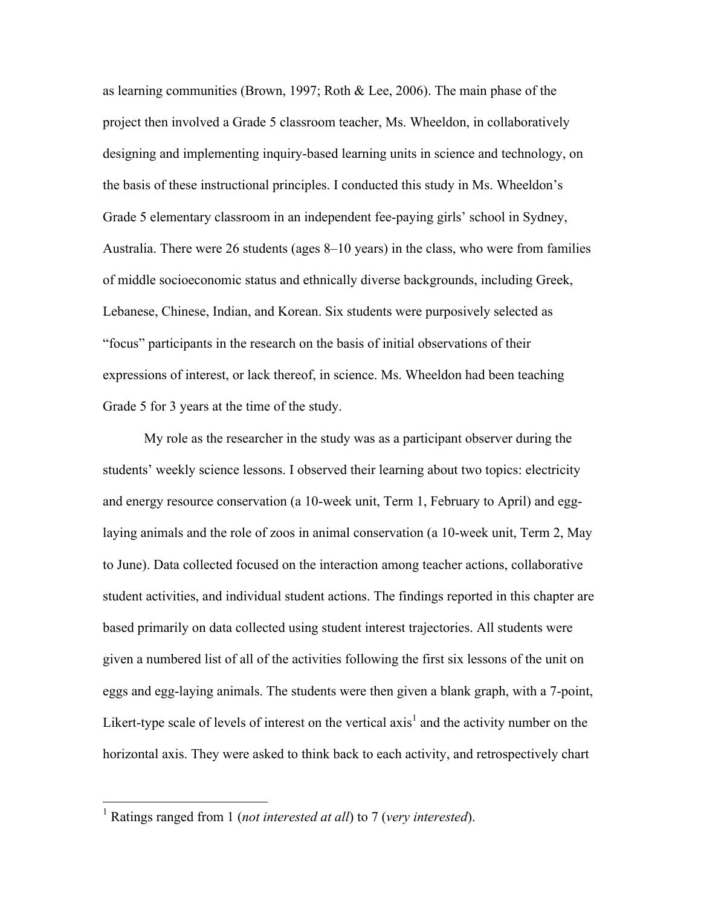as learning communities (Brown, 1997; Roth & Lee, 2006). The main phase of the project then involved a Grade 5 classroom teacher, Ms. Wheeldon, in collaboratively designing and implementing inquiry-based learning units in science and technology, on the basis of these instructional principles. I conducted this study in Ms. Wheeldon's Grade 5 elementary classroom in an independent fee-paying girls' school in Sydney, Australia. There were 26 students (ages 8–10 years) in the class, who were from families of middle socioeconomic status and ethnically diverse backgrounds, including Greek, Lebanese, Chinese, Indian, and Korean. Six students were purposively selected as "focus" participants in the research on the basis of initial observations of their expressions of interest, or lack thereof, in science. Ms. Wheeldon had been teaching Grade 5 for 3 years at the time of the study.

My role as the researcher in the study was as a participant observer during the students' weekly science lessons. I observed their learning about two topics: electricity and energy resource conservation (a 10-week unit, Term 1, February to April) and egg-laying animals and the role of zoos in animal conservation (a 10-week unit, Term 2, May to June). Data collected focused on the interaction among teacher actions, collaborative student activities, and individual student actions. The findings reported in this chapter are based primarily on data collected using student interest trajectories. All students were given a numbered list of all of the activities following the first six lessons of the unit on eggs and egg-laying animals. The students were then given a blank graph, with a 7-point, Likert-type scale of levels of interest on the vertical axis[1] and the activity number on the horizontal axis. They were asked to think back to each activity, and retrospectively chart

[1] Ratings ranged from 1 (*not interested at all*) to 7 (*very interested*).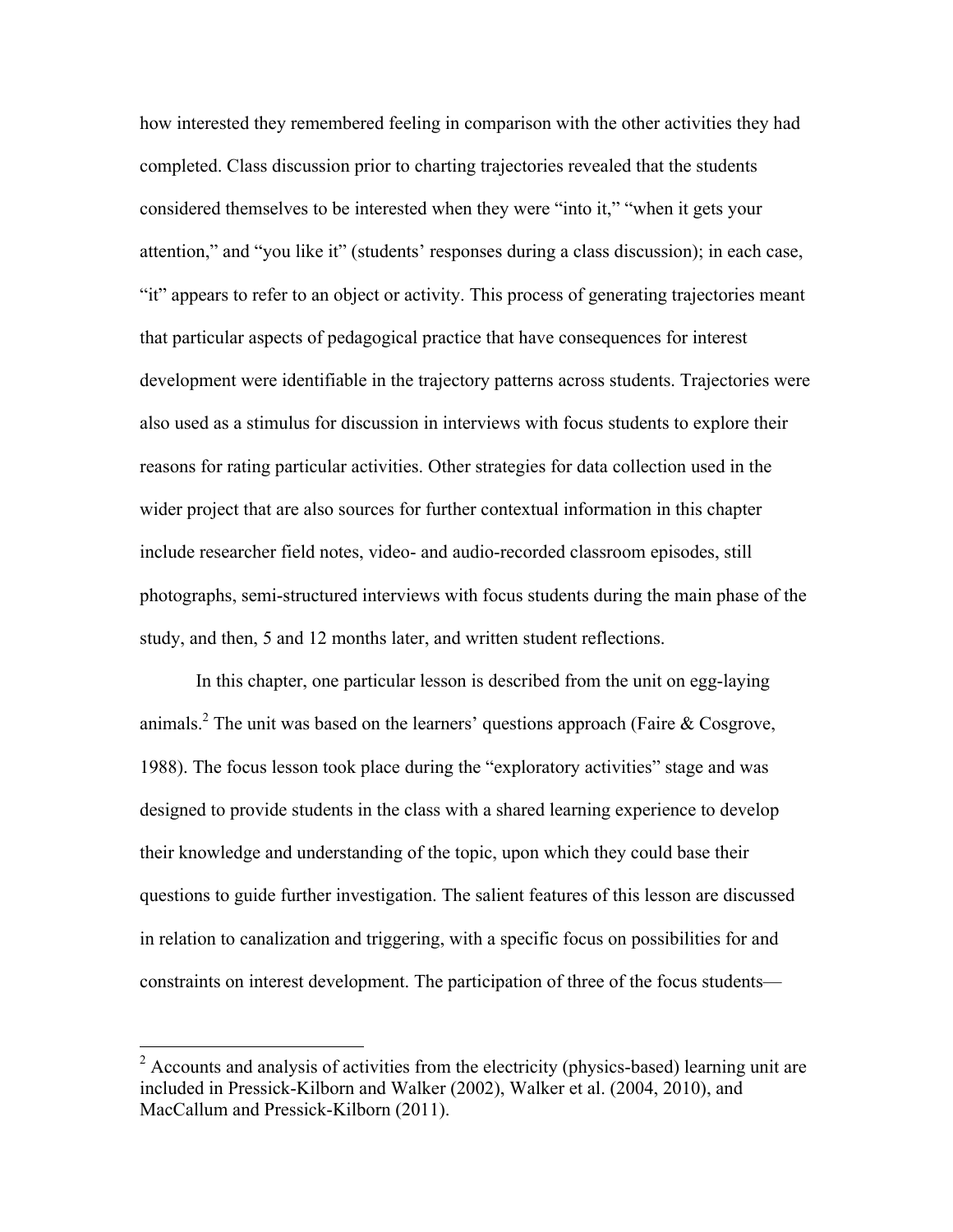how interested they remembered feeling in comparison with the other activities they had completed. Class discussion prior to charting trajectories revealed that the students considered themselves to be interested when they were "into it," "when it gets your attention," and "you like it" (students' responses during a class discussion); in each case, "it" appears to refer to an object or activity. This process of generating trajectories meant that particular aspects of pedagogical practice that have consequences for interest development were identifiable in the trajectory patterns across students. Trajectories were also used as a stimulus for discussion in interviews with focus students to explore their reasons for rating particular activities. Other strategies for data collection used in the wider project that are also sources for further contextual information in this chapter include researcher field notes, video- and audio-recorded classroom episodes, still photographs, semi-structured interviews with focus students during the main phase of the study, and then, 5 and 12 months later, and written student reflections.

In this chapter, one particular lesson is described from the unit on egg-laying animals.[2] The unit was based on the learners' questions approach (Faire & Cosgrove, 1988). The focus lesson took place during the "exploratory activities" stage and was designed to provide students in the class with a shared learning experience to develop their knowledge and understanding of the topic, upon which they could base their questions to guide further investigation. The salient features of this lesson are discussed in relation to canalization and triggering, with a specific focus on possibilities for and constraints on interest development. The participation of three of the focus students—

[2] Accounts and analysis of activities from the electricity (physics-based) learning unit are included in Pressick-Kilborn and Walker (2002), Walker et al. (2004, 2010), and MacCallum and Pressick-Kilborn (2011).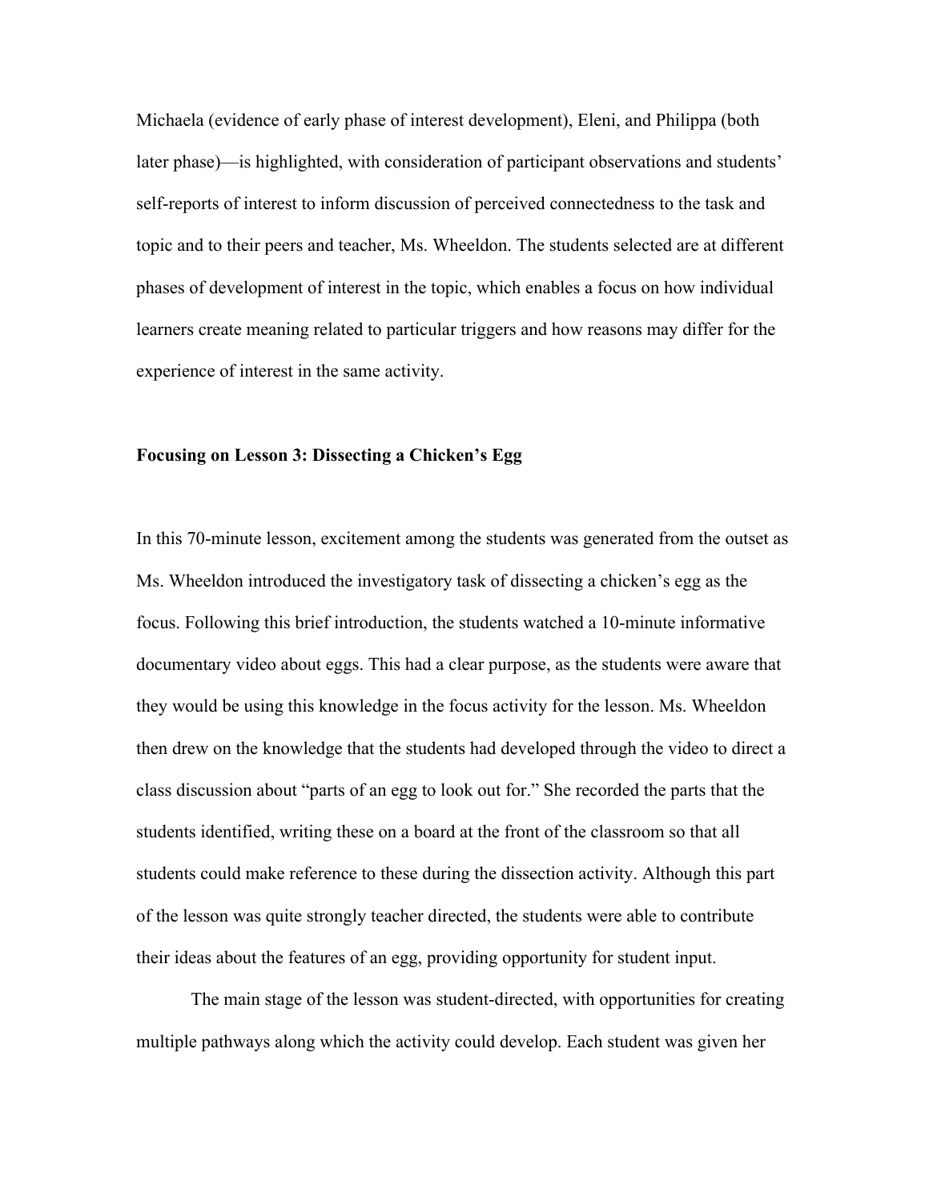Michaela (evidence of early phase of interest development), Eleni, and Philippa (both later phase)—is highlighted, with consideration of participant observations and students' self-reports of interest to inform discussion of perceived connectedness to the task and topic and to their peers and teacher, Ms. Wheeldon. The students selected are at different phases of development of interest in the topic, which enables a focus on how individual learners create meaning related to particular triggers and how reasons may differ for the experience of interest in the same activity.

**Focusing on Lesson 3: Dissecting a Chicken's Egg**

In this 70-minute lesson, excitement among the students was generated from the outset as Ms. Wheeldon introduced the investigatory task of dissecting a chicken's egg as the focus. Following this brief introduction, the students watched a 10-minute informative documentary video about eggs. This had a clear purpose, as the students were aware that they would be using this knowledge in the focus activity for the lesson. Ms. Wheeldon then drew on the knowledge that the students had developed through the video to direct a class discussion about "parts of an egg to look out for." She recorded the parts that the students identified, writing these on a board at the front of the classroom so that all students could make reference to these during the dissection activity. Although this part of the lesson was quite strongly teacher directed, the students were able to contribute their ideas about the features of an egg, providing opportunity for student input.

The main stage of the lesson was student-directed, with opportunities for creating multiple pathways along which the activity could develop. Each student was given her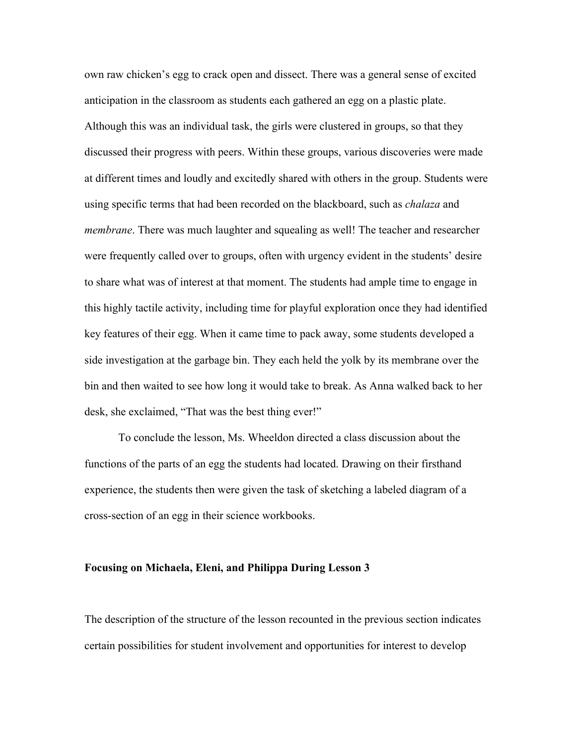own raw chicken's egg to crack open and dissect. There was a general sense of excited anticipation in the classroom as students each gathered an egg on a plastic plate. Although this was an individual task, the girls were clustered in groups, so that they discussed their progress with peers. Within these groups, various discoveries were made at different times and loudly and excitedly shared with others in the group. Students were using specific terms that had been recorded on the blackboard, such as *chalaza* and *membrane*. There was much laughter and squealing as well! The teacher and researcher were frequently called over to groups, often with urgency evident in the students' desire to share what was of interest at that moment. The students had ample time to engage in this highly tactile activity, including time for playful exploration once they had identified key features of their egg. When it came time to pack away, some students developed a side investigation at the garbage bin. They each held the yolk by its membrane over the bin and then waited to see how long it would take to break. As Anna walked back to her desk, she exclaimed, "That was the best thing ever!"

To conclude the lesson, Ms. Wheeldon directed a class discussion about the functions of the parts of an egg the students had located. Drawing on their firsthand experience, the students then were given the task of sketching a labeled diagram of a cross-section of an egg in their science workbooks.

**Focusing on Michaela, Eleni, and Philippa During Lesson 3**

The description of the structure of the lesson recounted in the previous section indicates certain possibilities for student involvement and opportunities for interest to develop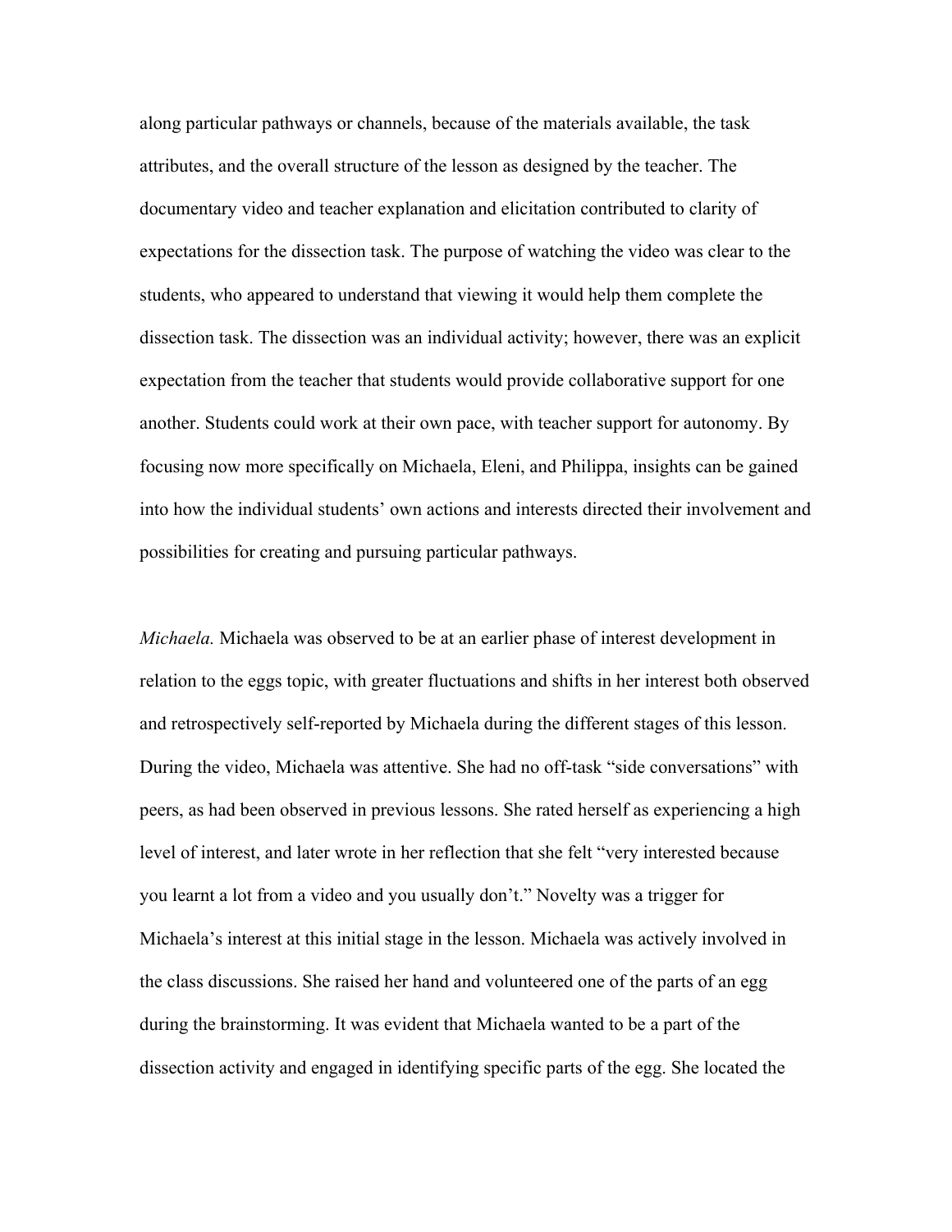along particular pathways or channels, because of the materials available, the task attributes, and the overall structure of the lesson as designed by the teacher. The documentary video and teacher explanation and elicitation contributed to clarity of expectations for the dissection task. The purpose of watching the video was clear to the students, who appeared to understand that viewing it would help them complete the dissection task. The dissection was an individual activity; however, there was an explicit expectation from the teacher that students would provide collaborative support for one another. Students could work at their own pace, with teacher support for autonomy. By focusing now more specifically on Michaela, Eleni, and Philippa, insights can be gained into how the individual students' own actions and interests directed their involvement and possibilities for creating and pursuing particular pathways.

*Michaela.* Michaela was observed to be at an earlier phase of interest development in relation to the eggs topic, with greater fluctuations and shifts in her interest both observed and retrospectively self-reported by Michaela during the different stages of this lesson. During the video, Michaela was attentive. She had no off-task "side conversations" with peers, as had been observed in previous lessons. She rated herself as experiencing a high level of interest, and later wrote in her reflection that she felt "very interested because you learnt a lot from a video and you usually don't." Novelty was a trigger for Michaela's interest at this initial stage in the lesson. Michaela was actively involved in the class discussions. She raised her hand and volunteered one of the parts of an egg during the brainstorming. It was evident that Michaela wanted to be a part of the dissection activity and engaged in identifying specific parts of the egg. She located the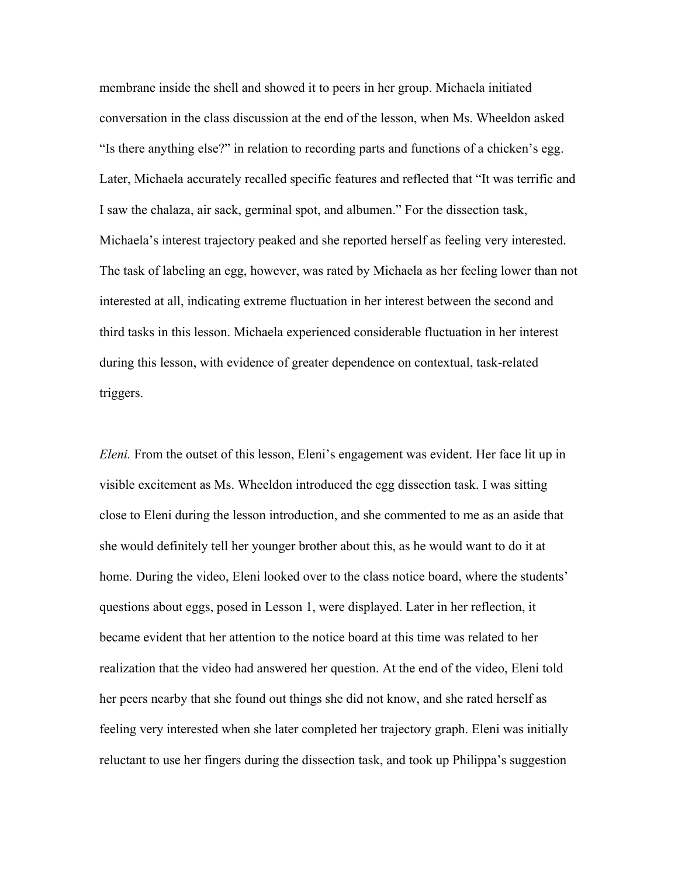membrane inside the shell and showed it to peers in her group. Michaela initiated conversation in the class discussion at the end of the lesson, when Ms. Wheeldon asked "Is there anything else?" in relation to recording parts and functions of a chicken's egg. Later, Michaela accurately recalled specific features and reflected that "It was terrific and I saw the chalaza, air sack, germinal spot, and albumen." For the dissection task, Michaela's interest trajectory peaked and she reported herself as feeling very interested. The task of labeling an egg, however, was rated by Michaela as her feeling lower than not interested at all, indicating extreme fluctuation in her interest between the second and third tasks in this lesson. Michaela experienced considerable fluctuation in her interest during this lesson, with evidence of greater dependence on contextual, task-related triggers.

*Eleni.* From the outset of this lesson, Eleni's engagement was evident. Her face lit up in visible excitement as Ms. Wheeldon introduced the egg dissection task. I was sitting close to Eleni during the lesson introduction, and she commented to me as an aside that she would definitely tell her younger brother about this, as he would want to do it at home. During the video, Eleni looked over to the class notice board, where the students' questions about eggs, posed in Lesson 1, were displayed. Later in her reflection, it became evident that her attention to the notice board at this time was related to her realization that the video had answered her question. At the end of the video, Eleni told her peers nearby that she found out things she did not know, and she rated herself as feeling very interested when she later completed her trajectory graph. Eleni was initially reluctant to use her fingers during the dissection task, and took up Philippa's suggestion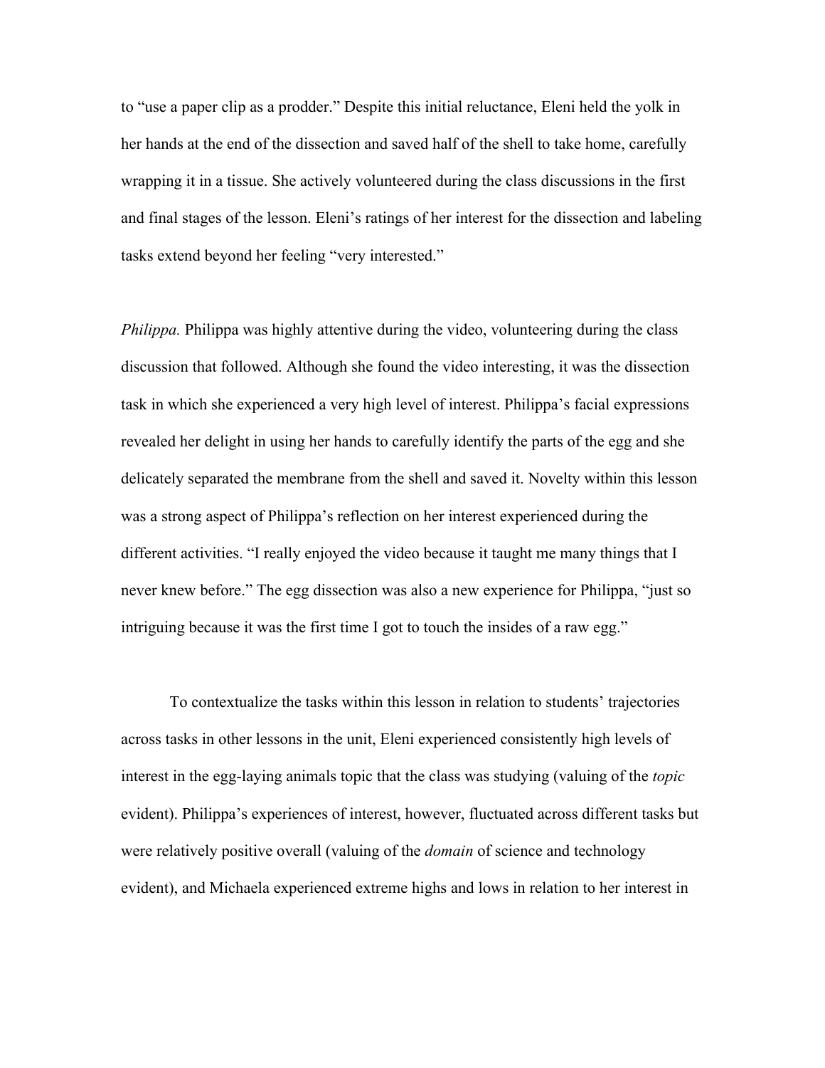to "use a paper clip as a prodder." Despite this initial reluctance, Eleni held the yolk in her hands at the end of the dissection and saved half of the shell to take home, carefully wrapping it in a tissue. She actively volunteered during the class discussions in the first and final stages of the lesson. Eleni's ratings of her interest for the dissection and labeling tasks extend beyond her feeling "very interested."

*Philippa.* Philippa was highly attentive during the video, volunteering during the class discussion that followed. Although she found the video interesting, it was the dissection task in which she experienced a very high level of interest. Philippa's facial expressions revealed her delight in using her hands to carefully identify the parts of the egg and she delicately separated the membrane from the shell and saved it. Novelty within this lesson was a strong aspect of Philippa's reflection on her interest experienced during the different activities. "I really enjoyed the video because it taught me many things that I never knew before." The egg dissection was also a new experience for Philippa, "just so intriguing because it was the first time I got to touch the insides of a raw egg."

To contextualize the tasks within this lesson in relation to students' trajectories across tasks in other lessons in the unit, Eleni experienced consistently high levels of interest in the egg-laying animals topic that the class was studying (valuing of the *topic* evident). Philippa's experiences of interest, however, fluctuated across different tasks but were relatively positive overall (valuing of the *domain* of science and technology evident), and Michaela experienced extreme highs and lows in relation to her interest in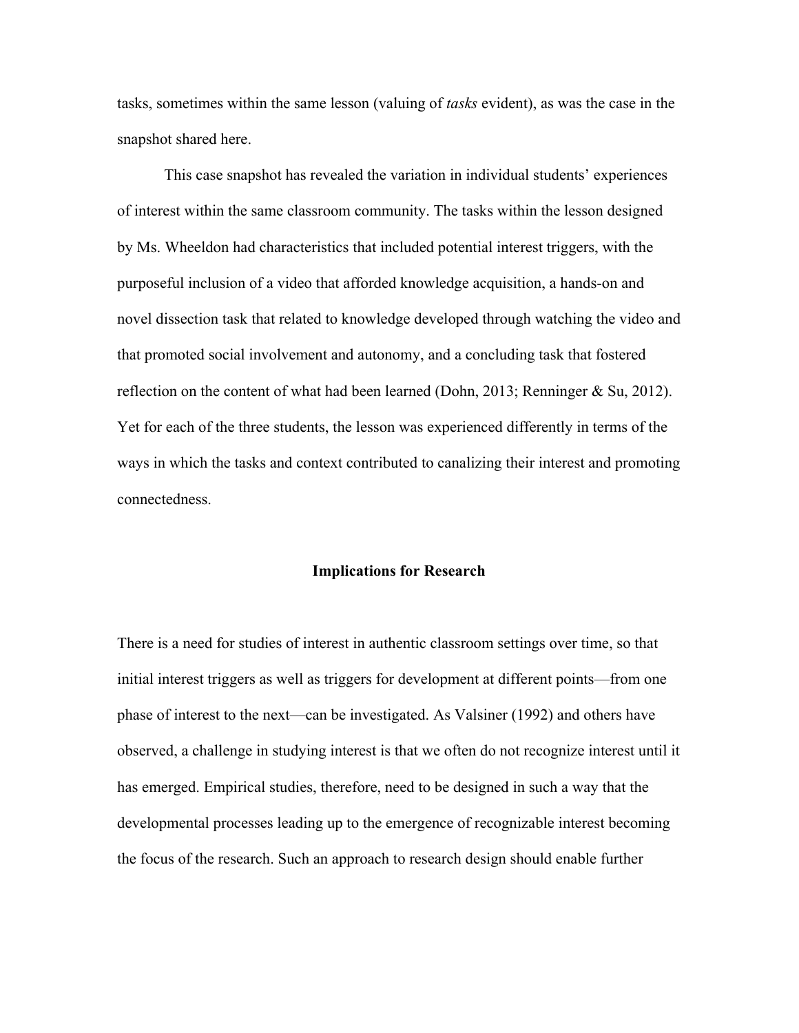tasks, sometimes within the same lesson (valuing of *tasks* evident), as was the case in the snapshot shared here.

This case snapshot has revealed the variation in individual students' experiences of interest within the same classroom community. The tasks within the lesson designed by Ms. Wheeldon had characteristics that included potential interest triggers, with the purposeful inclusion of a video that afforded knowledge acquisition, a hands-on and novel dissection task that related to knowledge developed through watching the video and that promoted social involvement and autonomy, and a concluding task that fostered reflection on the content of what had been learned (Dohn, 2013; Renninger & Su, 2012). Yet for each of the three students, the lesson was experienced differently in terms of the ways in which the tasks and context contributed to canalizing their interest and promoting connectedness.

## Implications for Research

There is a need for studies of interest in authentic classroom settings over time, so that initial interest triggers as well as triggers for development at different points—from one phase of interest to the next—can be investigated. As Valsiner (1992) and others have observed, a challenge in studying interest is that we often do not recognize interest until it has emerged. Empirical studies, therefore, need to be designed in such a way that the developmental processes leading up to the emergence of recognizable interest becoming the focus of the research. Such an approach to research design should enable further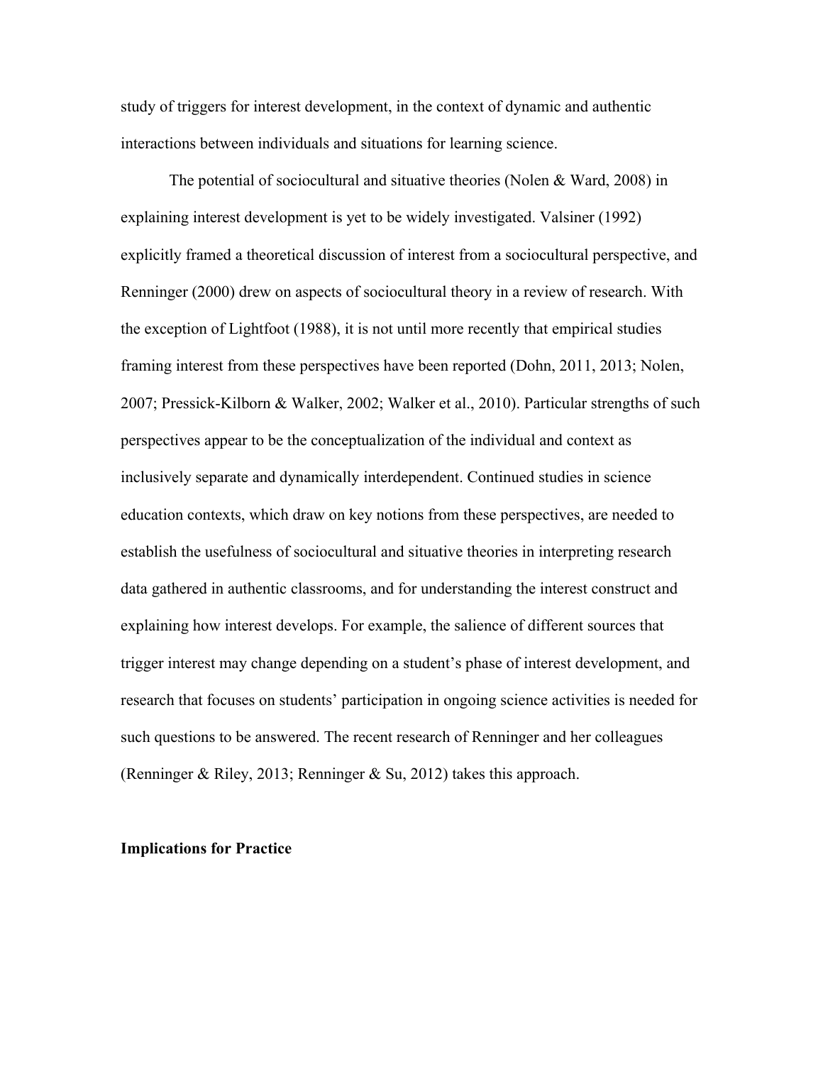study of triggers for interest development, in the context of dynamic and authentic interactions between individuals and situations for learning science.

The potential of sociocultural and situative theories (Nolen & Ward, 2008) in explaining interest development is yet to be widely investigated. Valsiner (1992) explicitly framed a theoretical discussion of interest from a sociocultural perspective, and Renninger (2000) drew on aspects of sociocultural theory in a review of research. With the exception of Lightfoot (1988), it is not until more recently that empirical studies framing interest from these perspectives have been reported (Dohn, 2011, 2013; Nolen, 2007; Pressick-Kilborn & Walker, 2002; Walker et al., 2010). Particular strengths of such perspectives appear to be the conceptualization of the individual and context as inclusively separate and dynamically interdependent. Continued studies in science education contexts, which draw on key notions from these perspectives, are needed to establish the usefulness of sociocultural and situative theories in interpreting research data gathered in authentic classrooms, and for understanding the interest construct and explaining how interest develops. For example, the salience of different sources that trigger interest may change depending on a student's phase of interest development, and research that focuses on students' participation in ongoing science activities is needed for such questions to be answered. The recent research of Renninger and her colleagues (Renninger & Riley, 2013; Renninger & Su, 2012) takes this approach.

## Implications for Practice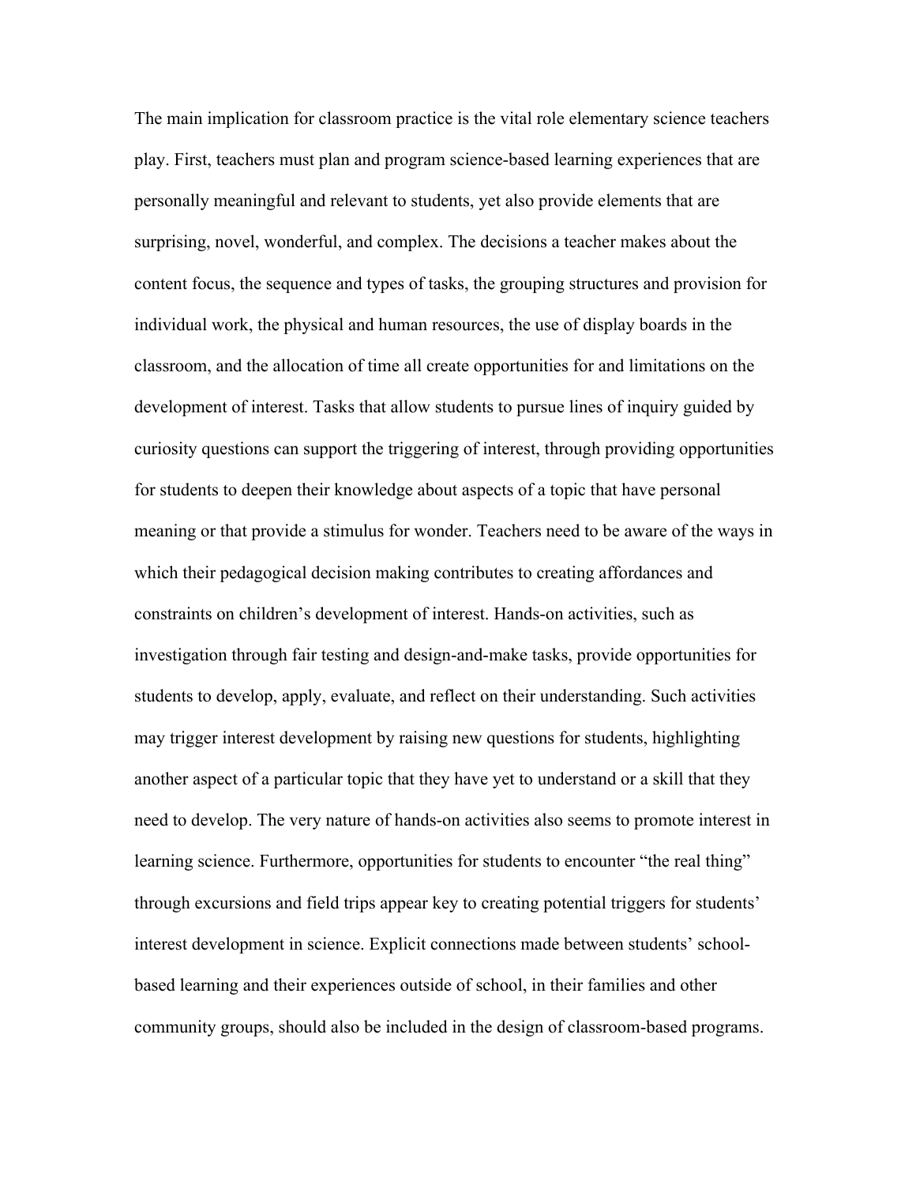The main implication for classroom practice is the vital role elementary science teachers play. First, teachers must plan and program science-based learning experiences that are personally meaningful and relevant to students, yet also provide elements that are surprising, novel, wonderful, and complex. The decisions a teacher makes about the content focus, the sequence and types of tasks, the grouping structures and provision for individual work, the physical and human resources, the use of display boards in the classroom, and the allocation of time all create opportunities for and limitations on the development of interest. Tasks that allow students to pursue lines of inquiry guided by curiosity questions can support the triggering of interest, through providing opportunities for students to deepen their knowledge about aspects of a topic that have personal meaning or that provide a stimulus for wonder. Teachers need to be aware of the ways in which their pedagogical decision making contributes to creating affordances and constraints on children's development of interest. Hands-on activities, such as investigation through fair testing and design-and-make tasks, provide opportunities for students to develop, apply, evaluate, and reflect on their understanding. Such activities may trigger interest development by raising new questions for students, highlighting another aspect of a particular topic that they have yet to understand or a skill that they need to develop. The very nature of hands-on activities also seems to promote interest in learning science. Furthermore, opportunities for students to encounter "the real thing" through excursions and field trips appear key to creating potential triggers for students' interest development in science. Explicit connections made between students' school-based learning and their experiences outside of school, in their families and other community groups, should also be included in the design of classroom-based programs.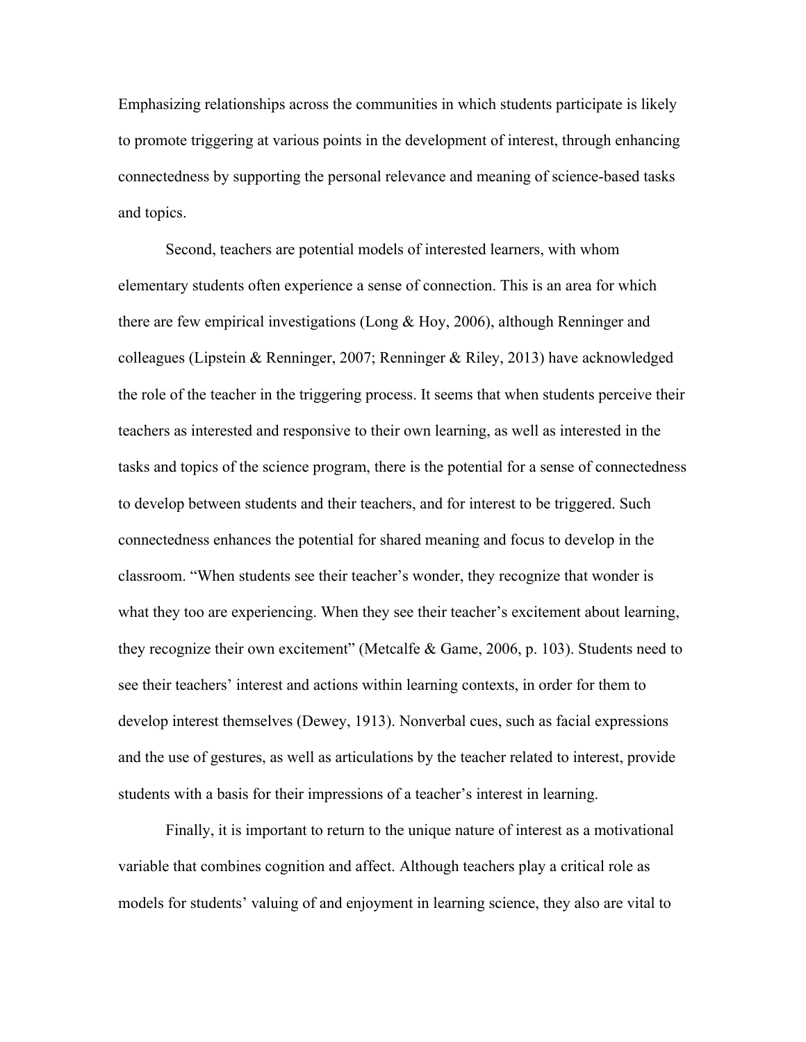Emphasizing relationships across the communities in which students participate is likely to promote triggering at various points in the development of interest, through enhancing connectedness by supporting the personal relevance and meaning of science-based tasks and topics.

Second, teachers are potential models of interested learners, with whom elementary students often experience a sense of connection. This is an area for which there are few empirical investigations (Long & Hoy, 2006), although Renninger and colleagues (Lipstein & Renninger, 2007; Renninger & Riley, 2013) have acknowledged the role of the teacher in the triggering process. It seems that when students perceive their teachers as interested and responsive to their own learning, as well as interested in the tasks and topics of the science program, there is the potential for a sense of connectedness to develop between students and their teachers, and for interest to be triggered. Such connectedness enhances the potential for shared meaning and focus to develop in the classroom. "When students see their teacher's wonder, they recognize that wonder is what they too are experiencing. When they see their teacher's excitement about learning, they recognize their own excitement" (Metcalfe & Game, 2006, p. 103). Students need to see their teachers' interest and actions within learning contexts, in order for them to develop interest themselves (Dewey, 1913). Nonverbal cues, such as facial expressions and the use of gestures, as well as articulations by the teacher related to interest, provide students with a basis for their impressions of a teacher's interest in learning.

Finally, it is important to return to the unique nature of interest as a motivational variable that combines cognition and affect. Although teachers play a critical role as models for students' valuing of and enjoyment in learning science, they also are vital to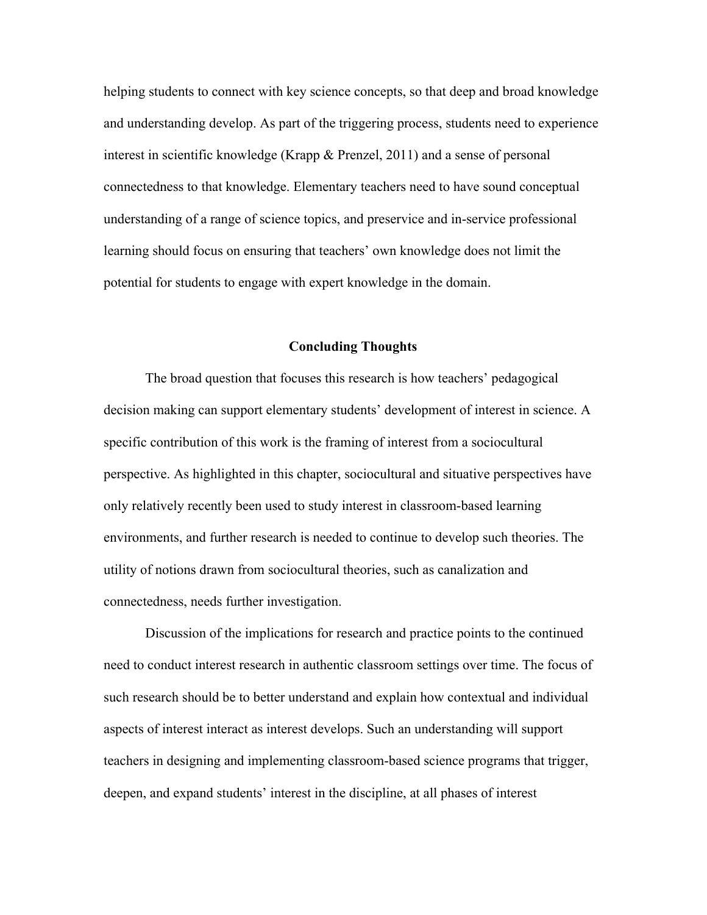helping students to connect with key science concepts, so that deep and broad knowledge and understanding develop. As part of the triggering process, students need to experience interest in scientific knowledge (Krapp & Prenzel, 2011) and a sense of personal connectedness to that knowledge. Elementary teachers need to have sound conceptual understanding of a range of science topics, and preservice and in-service professional learning should focus on ensuring that teachers' own knowledge does not limit the potential for students to engage with expert knowledge in the domain.

## Concluding Thoughts

The broad question that focuses this research is how teachers' pedagogical decision making can support elementary students' development of interest in science. A specific contribution of this work is the framing of interest from a sociocultural perspective. As highlighted in this chapter, sociocultural and situative perspectives have only relatively recently been used to study interest in classroom-based learning environments, and further research is needed to continue to develop such theories. The utility of notions drawn from sociocultural theories, such as canalization and connectedness, needs further investigation.

Discussion of the implications for research and practice points to the continued need to conduct interest research in authentic classroom settings over time. The focus of such research should be to better understand and explain how contextual and individual aspects of interest interact as interest develops. Such an understanding will support teachers in designing and implementing classroom-based science programs that trigger, deepen, and expand students' interest in the discipline, at all phases of interest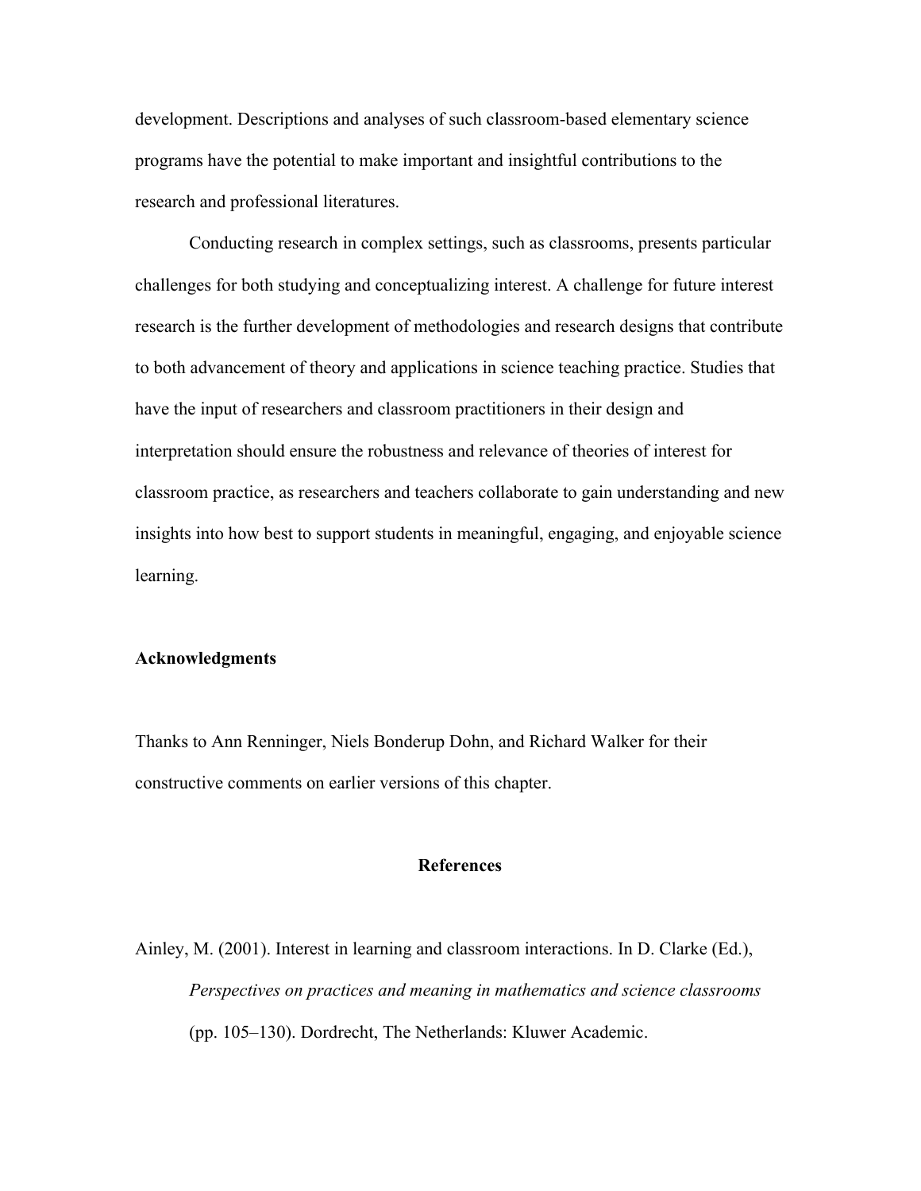development. Descriptions and analyses of such classroom-based elementary science programs have the potential to make important and insightful contributions to the research and professional literatures.

Conducting research in complex settings, such as classrooms, presents particular challenges for both studying and conceptualizing interest. A challenge for future interest research is the further development of methodologies and research designs that contribute to both advancement of theory and applications in science teaching practice. Studies that have the input of researchers and classroom practitioners in their design and interpretation should ensure the robustness and relevance of theories of interest for classroom practice, as researchers and teachers collaborate to gain understanding and new insights into how best to support students in meaningful, engaging, and enjoyable science learning.

**Acknowledgments**

Thanks to Ann Renninger, Niels Bonderup Dohn, and Richard Walker for their constructive comments on earlier versions of this chapter.

## References

Ainley, M. (2001). Interest in learning and classroom interactions. In D. Clarke (Ed.), *Perspectives on practices and meaning in mathematics and science classrooms* (pp. 105–130). Dordrecht, The Netherlands: Kluwer Academic.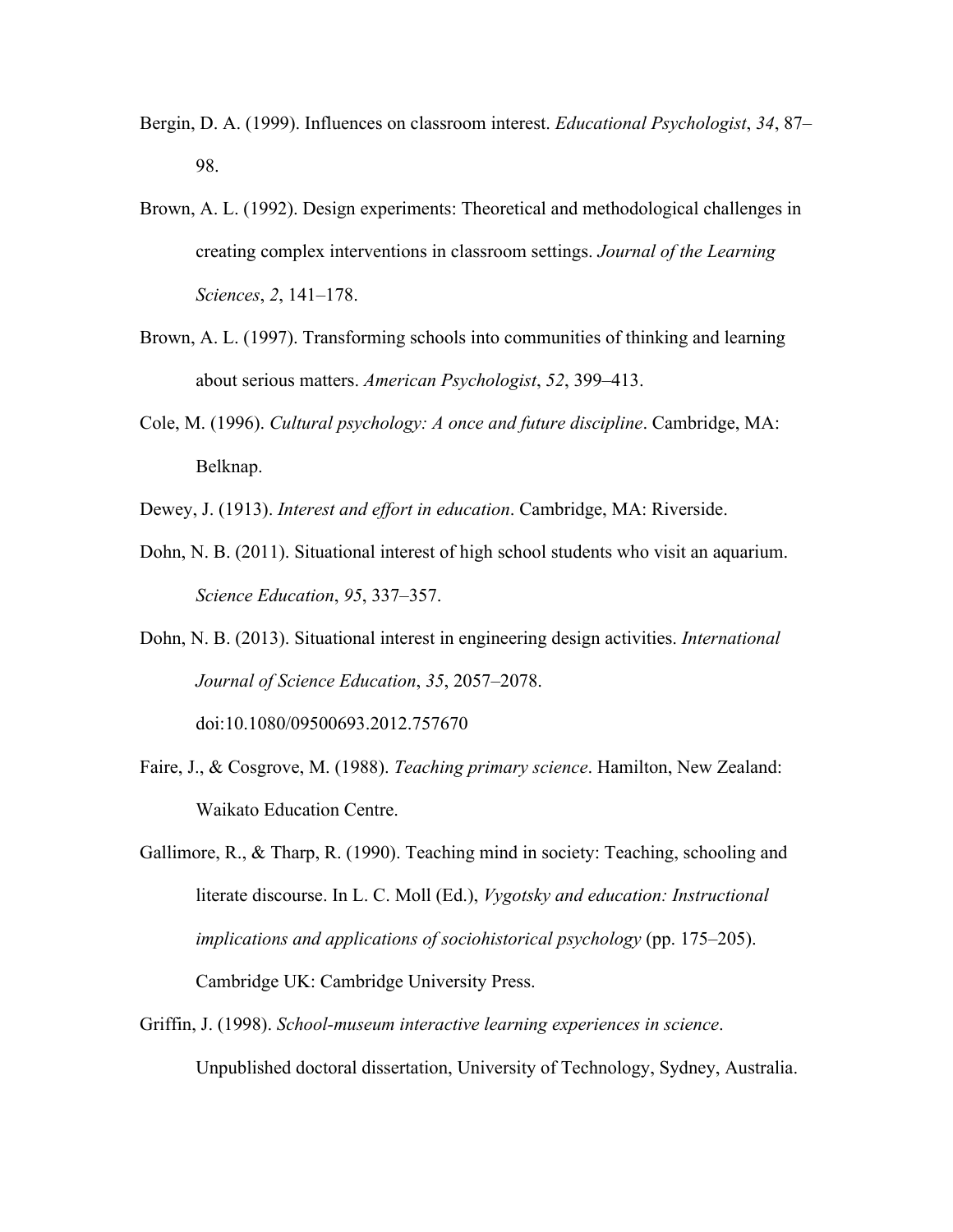Bergin, D. A. (1999). Influences on classroom interest. *Educational Psychologist*, *34*, 87–98.

Brown, A. L. (1992). Design experiments: Theoretical and methodological challenges in creating complex interventions in classroom settings. *Journal of the Learning Sciences*, *2*, 141–178.

Brown, A. L. (1997). Transforming schools into communities of thinking and learning about serious matters. *American Psychologist*, *52*, 399–413.

Cole, M. (1996). *Cultural psychology: A once and future discipline*. Cambridge, MA: Belknap.

Dewey, J. (1913). *Interest and effort in education*. Cambridge, MA: Riverside.

Dohn, N. B. (2011). Situational interest of high school students who visit an aquarium. *Science Education*, *95*, 337–357.

Dohn, N. B. (2013). Situational interest in engineering design activities. *International Journal of Science Education*, *35*, 2057–2078. doi:10.1080/09500693.2012.757670

Faire, J., & Cosgrove, M. (1988). *Teaching primary science*. Hamilton, New Zealand: Waikato Education Centre.

Gallimore, R., & Tharp, R. (1990). Teaching mind in society: Teaching, schooling and literate discourse. In L. C. Moll (Ed.), *Vygotsky and education: Instructional implications and applications of sociohistorical psychology* (pp. 175–205). Cambridge UK: Cambridge University Press.

Griffin, J. (1998). *School-museum interactive learning experiences in science*. Unpublished doctoral dissertation, University of Technology, Sydney, Australia.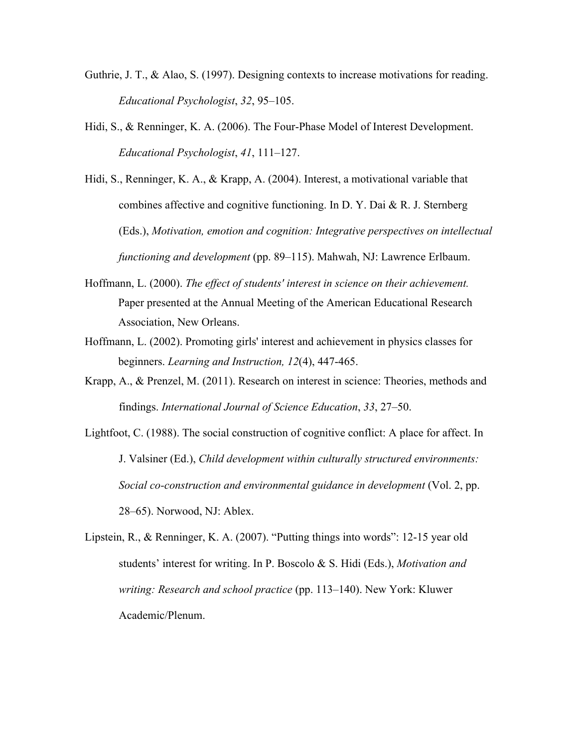Guthrie, J. T., & Alao, S. (1997). Designing contexts to increase motivations for reading. *Educational Psychologist*, *32*, 95–105.

Hidi, S., & Renninger, K. A. (2006). The Four-Phase Model of Interest Development. *Educational Psychologist*, *41*, 111–127.

Hidi, S., Renninger, K. A., & Krapp, A. (2004). Interest, a motivational variable that combines affective and cognitive functioning. In D. Y. Dai & R. J. Sternberg (Eds.), *Motivation, emotion and cognition: Integrative perspectives on intellectual functioning and development* (pp. 89–115). Mahwah, NJ: Lawrence Erlbaum.

Hoffmann, L. (2000). *The effect of students' interest in science on their achievement.* Paper presented at the Annual Meeting of the American Educational Research Association, New Orleans.

Hoffmann, L. (2002). Promoting girls' interest and achievement in physics classes for beginners. *Learning and Instruction, 12*(4), 447-465.

Krapp, A., & Prenzel, M. (2011). Research on interest in science: Theories, methods and findings. *International Journal of Science Education*, *33*, 27–50.

Lightfoot, C. (1988). The social construction of cognitive conflict: A place for affect. In J. Valsiner (Ed.), *Child development within culturally structured environments: Social co-construction and environmental guidance in development* (Vol. 2, pp. 28–65). Norwood, NJ: Ablex.

Lipstein, R., & Renninger, K. A. (2007). "Putting things into words": 12-15 year old students' interest for writing. In P. Boscolo & S. Hidi (Eds.), *Motivation and writing: Research and school practice* (pp. 113–140). New York: Kluwer Academic/Plenum.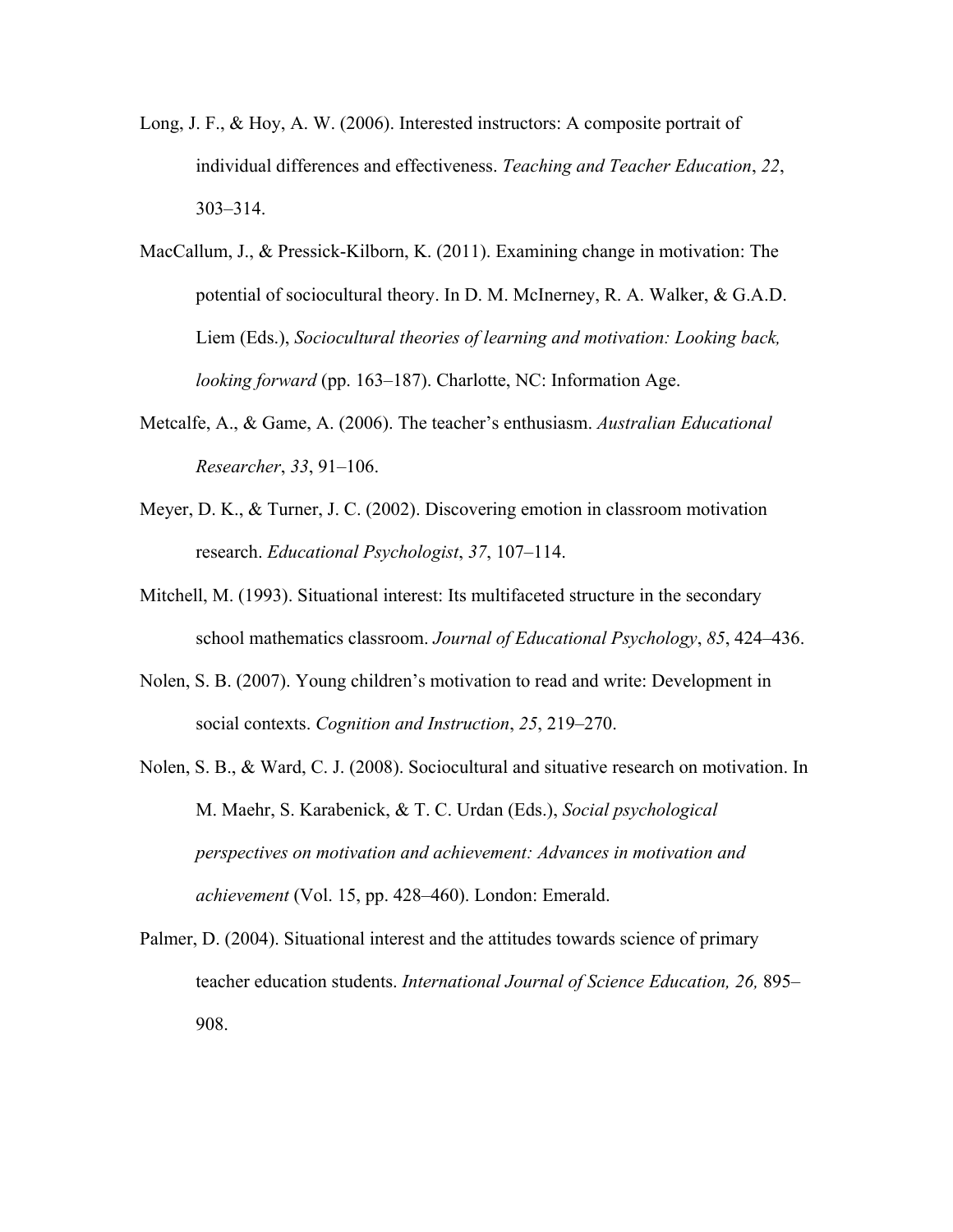Long, J. F., & Hoy, A. W. (2006). Interested instructors: A composite portrait of individual differences and effectiveness. *Teaching and Teacher Education*, *22*, 303–314.

MacCallum, J., & Pressick-Kilborn, K. (2011). Examining change in motivation: The potential of sociocultural theory. In D. M. McInerney, R. A. Walker, & G.A.D. Liem (Eds.), *Sociocultural theories of learning and motivation: Looking back, looking forward* (pp. 163–187). Charlotte, NC: Information Age.

Metcalfe, A., & Game, A. (2006). The teacher's enthusiasm. *Australian Educational Researcher*, *33*, 91–106.

Meyer, D. K., & Turner, J. C. (2002). Discovering emotion in classroom motivation research. *Educational Psychologist*, *37*, 107–114.

Mitchell, M. (1993). Situational interest: Its multifaceted structure in the secondary school mathematics classroom. *Journal of Educational Psychology*, *85*, 424–436.

Nolen, S. B. (2007). Young children's motivation to read and write: Development in social contexts. *Cognition and Instruction*, *25*, 219–270.

Nolen, S. B., & Ward, C. J. (2008). Sociocultural and situative research on motivation. In M. Maehr, S. Karabenick, & T. C. Urdan (Eds.), *Social psychological perspectives on motivation and achievement: Advances in motivation and achievement* (Vol. 15, pp. 428–460). London: Emerald.

Palmer, D. (2004). Situational interest and the attitudes towards science of primary teacher education students. *International Journal of Science Education, 26,* 895–908.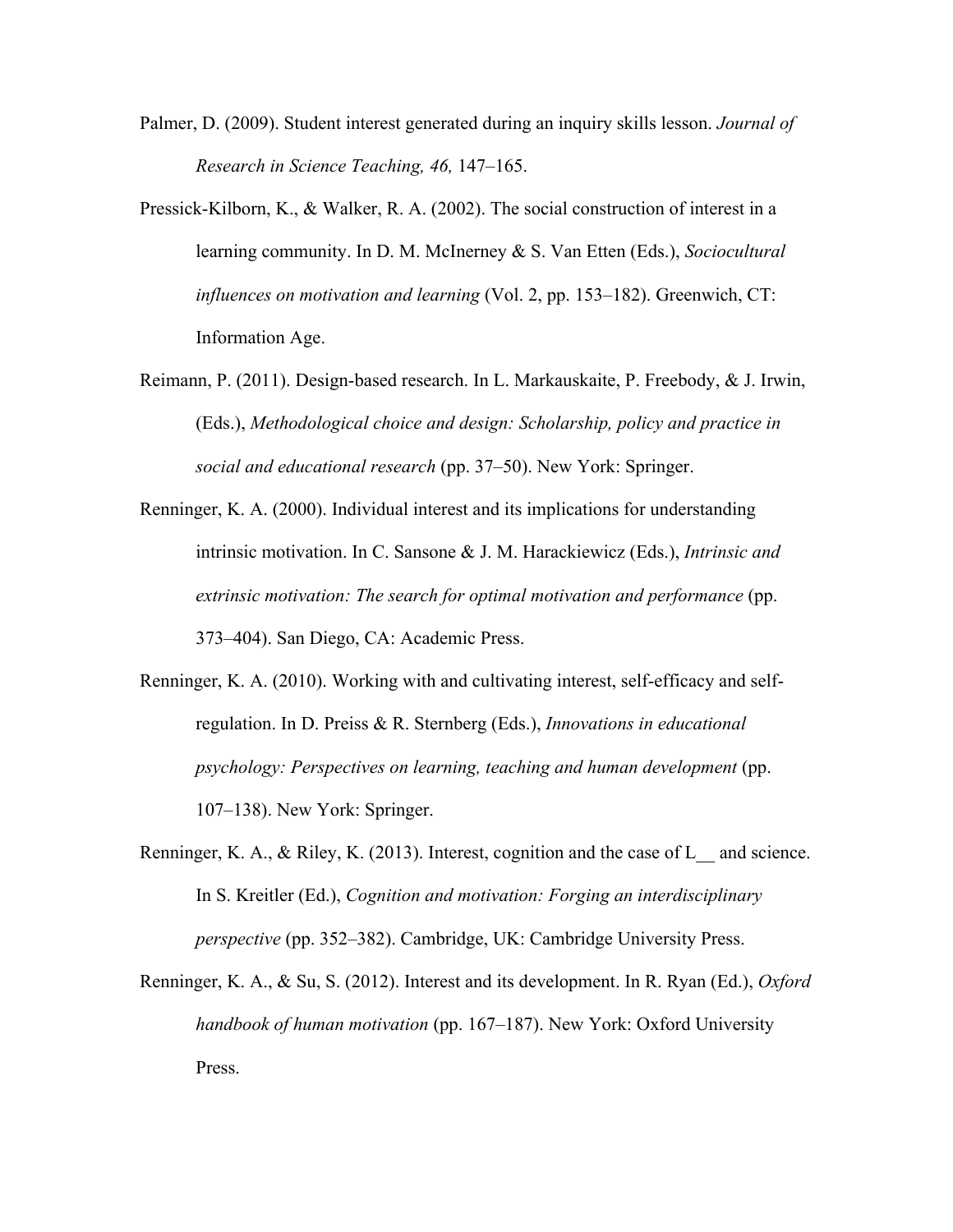Palmer, D. (2009). Student interest generated during an inquiry skills lesson. *Journal of Research in Science Teaching, 46,* 147–165.

Pressick-Kilborn, K., & Walker, R. A. (2002). The social construction of interest in a learning community. In D. M. McInerney & S. Van Etten (Eds.), *Sociocultural influences on motivation and learning* (Vol. 2, pp. 153–182). Greenwich, CT: Information Age.

Reimann, P. (2011). Design-based research. In L. Markauskaite, P. Freebody, & J. Irwin, (Eds.), *Methodological choice and design: Scholarship, policy and practice in social and educational research* (pp. 37–50). New York: Springer.

Renninger, K. A. (2000). Individual interest and its implications for understanding intrinsic motivation. In C. Sansone & J. M. Harackiewicz (Eds.), *Intrinsic and extrinsic motivation: The search for optimal motivation and performance* (pp. 373–404). San Diego, CA: Academic Press.

Renninger, K. A. (2010). Working with and cultivating interest, self-efficacy and self-regulation. In D. Preiss & R. Sternberg (Eds.), *Innovations in educational psychology: Perspectives on learning, teaching and human development* (pp. 107–138). New York: Springer.

Renninger, K. A., & Riley, K. (2013). Interest, cognition and the case of L__ and science. In S. Kreitler (Ed.), *Cognition and motivation: Forging an interdisciplinary perspective* (pp. 352–382). Cambridge, UK: Cambridge University Press.

Renninger, K. A., & Su, S. (2012). Interest and its development. In R. Ryan (Ed.), *Oxford handbook of human motivation* (pp. 167–187). New York: Oxford University Press.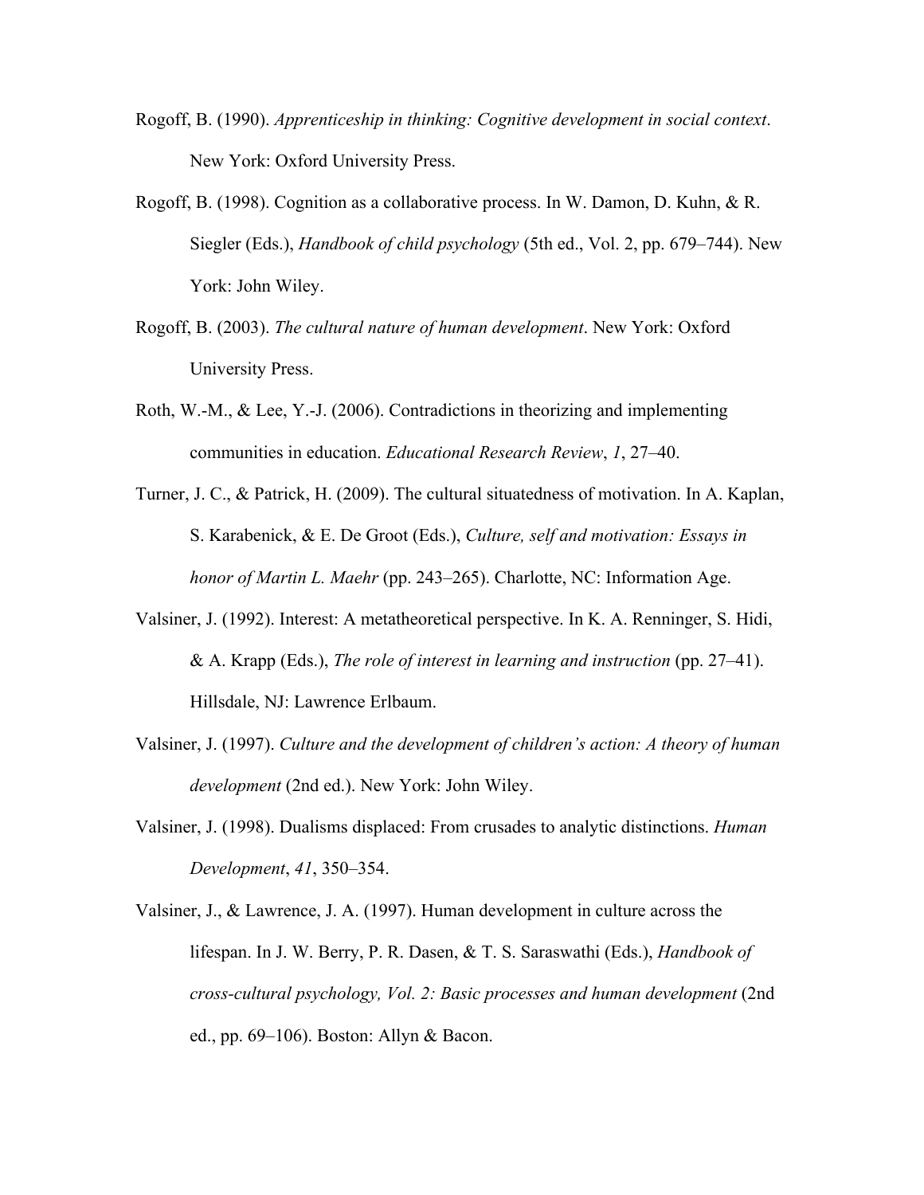Rogoff, B. (1990). *Apprenticeship in thinking: Cognitive development in social context*. New York: Oxford University Press.

Rogoff, B. (1998). Cognition as a collaborative process. In W. Damon, D. Kuhn, & R. Siegler (Eds.), *Handbook of child psychology* (5th ed., Vol. 2, pp. 679–744). New York: John Wiley.

Rogoff, B. (2003). *The cultural nature of human development*. New York: Oxford University Press.

Roth, W.-M., & Lee, Y.-J. (2006). Contradictions in theorizing and implementing communities in education. *Educational Research Review*, *1*, 27–40.

Turner, J. C., & Patrick, H. (2009). The cultural situatedness of motivation. In A. Kaplan, S. Karabenick, & E. De Groot (Eds.), *Culture, self and motivation: Essays in honor of Martin L. Maehr* (pp. 243–265). Charlotte, NC: Information Age.

Valsiner, J. (1992). Interest: A metatheoretical perspective. In K. A. Renninger, S. Hidi, & A. Krapp (Eds.), *The role of interest in learning and instruction* (pp. 27–41). Hillsdale, NJ: Lawrence Erlbaum.

Valsiner, J. (1997). *Culture and the development of children's action: A theory of human development* (2nd ed.). New York: John Wiley.

Valsiner, J. (1998). Dualisms displaced: From crusades to analytic distinctions. *Human Development*, *41*, 350–354.

Valsiner, J., & Lawrence, J. A. (1997). Human development in culture across the lifespan. In J. W. Berry, P. R. Dasen, & T. S. Saraswathi (Eds.), *Handbook of cross-cultural psychology, Vol. 2: Basic processes and human development* (2nd ed., pp. 69–106). Boston: Allyn & Bacon.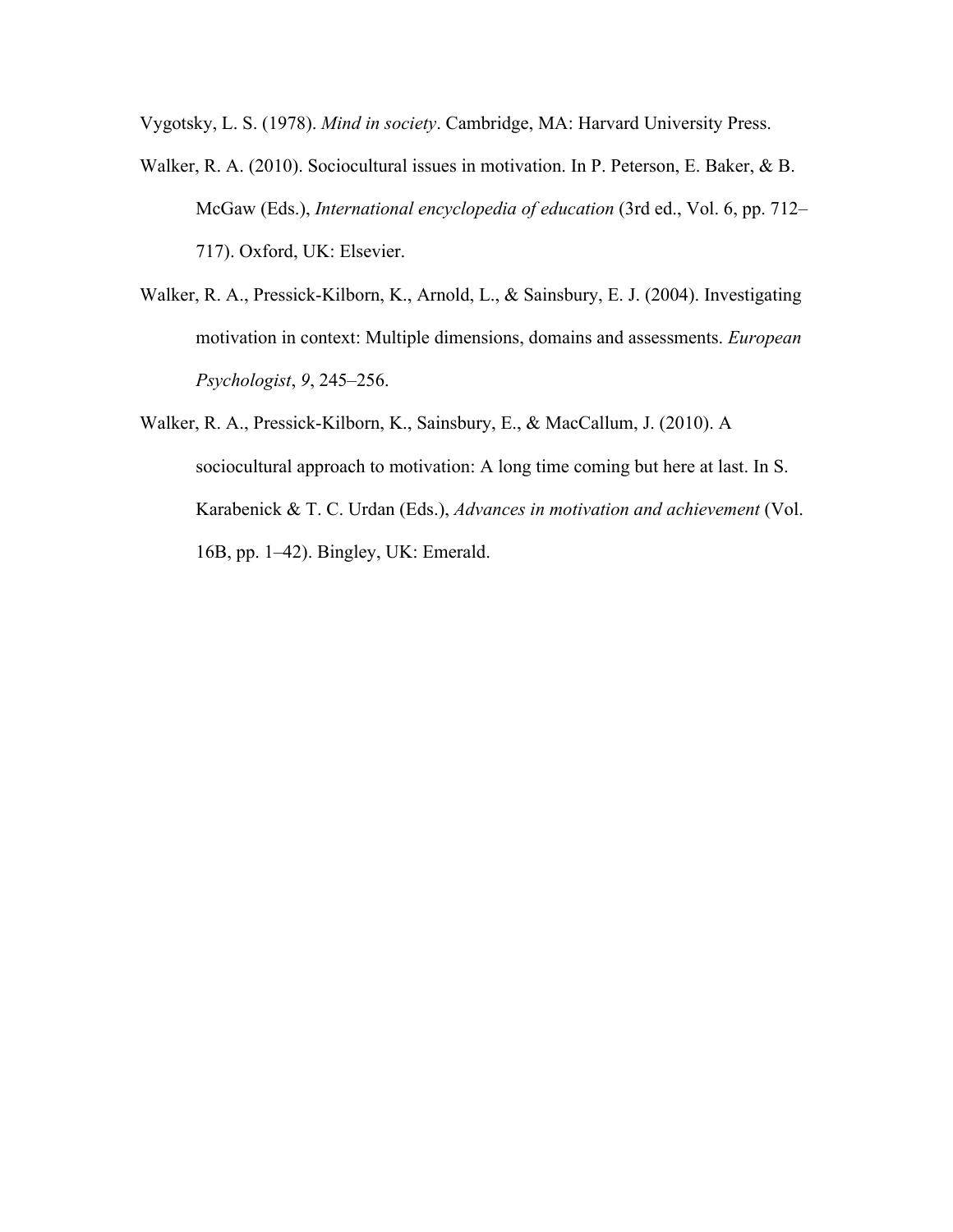Vygotsky, L. S. (1978). *Mind in society*. Cambridge, MA: Harvard University Press.

Walker, R. A. (2010). Sociocultural issues in motivation. In P. Peterson, E. Baker, & B. McGaw (Eds.), *International encyclopedia of education* (3rd ed., Vol. 6, pp. 712–717). Oxford, UK: Elsevier.

Walker, R. A., Pressick-Kilborn, K., Arnold, L., & Sainsbury, E. J. (2004). Investigating motivation in context: Multiple dimensions, domains and assessments. *European Psychologist*, *9*, 245–256.

Walker, R. A., Pressick-Kilborn, K., Sainsbury, E., & MacCallum, J. (2010). A sociocultural approach to motivation: A long time coming but here at last. In S. Karabenick & T. C. Urdan (Eds.), *Advances in motivation and achievement* (Vol. 16B, pp. 1–42). Bingley, UK: Emerald.